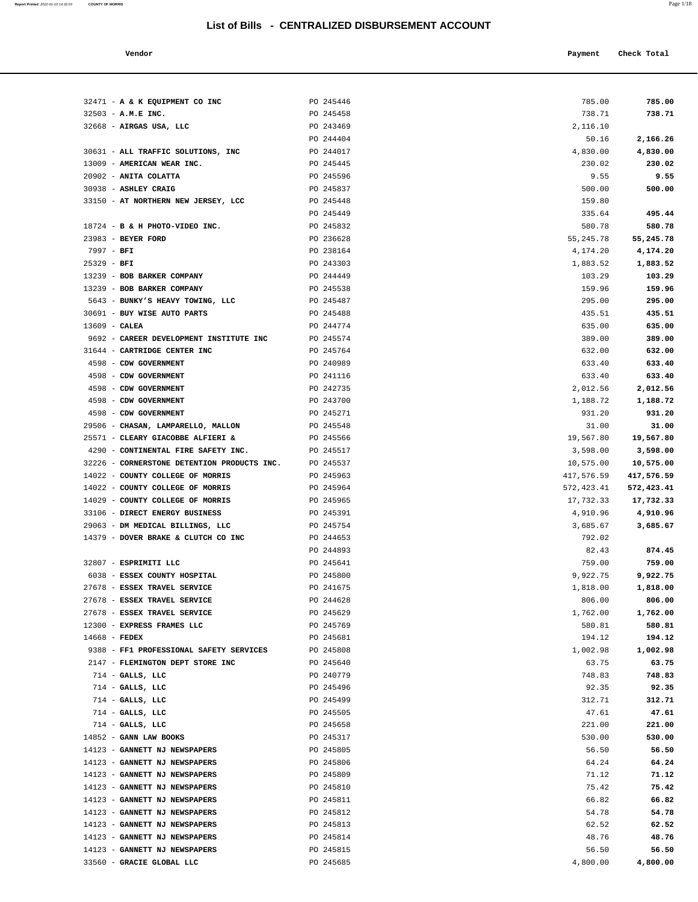# List of Bills - CENTRALIZED DISBURSEMENT ACCOUNT

| Vendor | | Payment | Check Total |
|---|---|---|---|
| 32471 - **A & K EQUIPMENT CO INC** | PO 245446 | 785.00 | **785.00** |
| 32503 - **A.M.E INC.** | PO 245458 | 738.71 | **738.71** |
| 32668 - **AIRGAS USA, LLC** | PO 243469 | 2,116.10 | |
| | PO 244404 | 50.16 | **2,166.26** |
| 30631 - **ALL TRAFFIC SOLUTIONS, INC** | PO 244017 | 4,830.00 | **4,830.00** |
| 13009 - **AMERICAN WEAR INC.** | PO 245445 | 230.02 | **230.02** |
| 20902 - **ANITA COLATTA** | PO 245596 | 9.55 | **9.55** |
| 30938 - **ASHLEY CRAIG** | PO 245837 | 500.00 | **500.00** |
| 33150 - **AT NORTHERN NEW JERSEY, LCC** | PO 245448 | 159.80 | |
| | PO 245449 | 335.64 | **495.44** |
| 18724 - **B & H PHOTO-VIDEO INC.** | PO 245832 | 580.78 | **580.78** |
| 23983 - **BEYER FORD** | PO 236628 | 55,245.78 | **55,245.78** |
| 7997 - **BFI** | PO 238164 | 4,174.20 | **4,174.20** |
| 25329 - **BFI** | PO 243303 | 1,883.52 | **1,883.52** |
| 13239 - **BOB BARKER COMPANY** | PO 244449 | 103.29 | **103.29** |
| 13239 - **BOB BARKER COMPANY** | PO 245538 | 159.96 | **159.96** |
| 5643 - **BUNKY'S HEAVY TOWING, LLC** | PO 245487 | 295.00 | **295.00** |
| 30691 - **BUY WISE AUTO PARTS** | PO 245488 | 435.51 | **435.51** |
| 13609 - **CALEA** | PO 244774 | 635.00 | **635.00** |
| 9692 - **CAREER DEVELOPMENT INSTITUTE INC** | PO 245574 | 389.00 | **389.00** |
| 31644 - **CARTRIDGE CENTER INC** | PO 245764 | 632.00 | **632.00** |
| 4598 - **CDW GOVERNMENT** | PO 240989 | 633.40 | **633.40** |
| 4598 - **CDW GOVERNMENT** | PO 241116 | 633.40 | **633.40** |
| 4598 - **CDW GOVERNMENT** | PO 242735 | 2,012.56 | **2,012.56** |
| 4598 - **CDW GOVERNMENT** | PO 243700 | 1,188.72 | **1,188.72** |
| 4598 - **CDW GOVERNMENT** | PO 245271 | 931.20 | **931.20** |
| 29506 - **CHASAN, LAMPARELLO, MALLON** | PO 245548 | 31.00 | **31.00** |
| 25571 - **CLEARY GIACOBBE ALFIERI &** | PO 245566 | 19,567.80 | **19,567.80** |
| 4290 - **CONTINENTAL FIRE SAFETY INC.** | PO 245517 | 3,598.00 | **3,598.00** |
| 32226 - **CORNERSTONE DETENTION PRODUCTS INC.** | PO 245537 | 10,575.00 | **10,575.00** |
| 14022 - **COUNTY COLLEGE OF MORRIS** | PO 245963 | 417,576.59 | **417,576.59** |
| 14022 - **COUNTY COLLEGE OF MORRIS** | PO 245964 | 572,423.41 | **572,423.41** |
| 14029 - **COUNTY COLLEGE OF MORRIS** | PO 245965 | 17,732.33 | **17,732.33** |
| 33106 - **DIRECT ENERGY BUSINESS** | PO 245391 | 4,910.96 | **4,910.96** |
| 29063 - **DM MEDICAL BILLINGS, LLC** | PO 245754 | 3,685.67 | **3,685.67** |
| 14379 - **DOVER BRAKE & CLUTCH CO INC** | PO 244653 | 792.02 | |
| | PO 244893 | 82.43 | **874.45** |
| 32807 - **ESPRIMITI LLC** | PO 245641 | 759.00 | **759.00** |
| 6038 - **ESSEX COUNTY HOSPITAL** | PO 245800 | 9,922.75 | **9,922.75** |
| 27678 - **ESSEX TRAVEL SERVICE** | PO 241675 | 1,818.00 | **1,818.00** |
| 27678 - **ESSEX TRAVEL SERVICE** | PO 244628 | 806.00 | **806.00** |
| 27678 - **ESSEX TRAVEL SERVICE** | PO 245629 | 1,762.00 | **1,762.00** |
| 12300 - **EXPRESS FRAMES LLC** | PO 245769 | 580.81 | **580.81** |
| 14668 - **FEDEX** | PO 245681 | 194.12 | **194.12** |
| 9388 - **FF1 PROFESSIONAL SAFETY SERVICES** | PO 245808 | 1,002.98 | **1,002.98** |
| 2147 - **FLEMINGTON DEPT STORE INC** | PO 245640 | 63.75 | **63.75** |
| 714 - **GALLS, LLC** | PO 240779 | 748.83 | **748.83** |
| 714 - **GALLS, LLC** | PO 245496 | 92.35 | **92.35** |
| 714 - **GALLS, LLC** | PO 245499 | 312.71 | **312.71** |
| 714 - **GALLS, LLC** | PO 245505 | 47.61 | **47.61** |
| 714 - **GALLS, LLC** | PO 245658 | 221.00 | **221.00** |
| 14852 - **GANN LAW BOOKS** | PO 245317 | 530.00 | **530.00** |
| 14123 - **GANNETT NJ NEWSPAPERS** | PO 245805 | 56.50 | **56.50** |
| 14123 - **GANNETT NJ NEWSPAPERS** | PO 245806 | 64.24 | **64.24** |
| 14123 - **GANNETT NJ NEWSPAPERS** | PO 245809 | 71.12 | **71.12** |
| 14123 - **GANNETT NJ NEWSPAPERS** | PO 245810 | 75.42 | **75.42** |
| 14123 - **GANNETT NJ NEWSPAPERS** | PO 245811 | 66.82 | **66.82** |
| 14123 - **GANNETT NJ NEWSPAPERS** | PO 245812 | 54.78 | **54.78** |
| 14123 - **GANNETT NJ NEWSPAPERS** | PO 245813 | 62.52 | **62.52** |
| 14123 - **GANNETT NJ NEWSPAPERS** | PO 245814 | 48.76 | **48.76** |
| 14123 - **GANNETT NJ NEWSPAPERS** | PO 245815 | 56.50 | **56.50** |
| 33560 - **GRACIE GLOBAL LLC** | PO 245685 | 4,800.00 | **4,800.00** |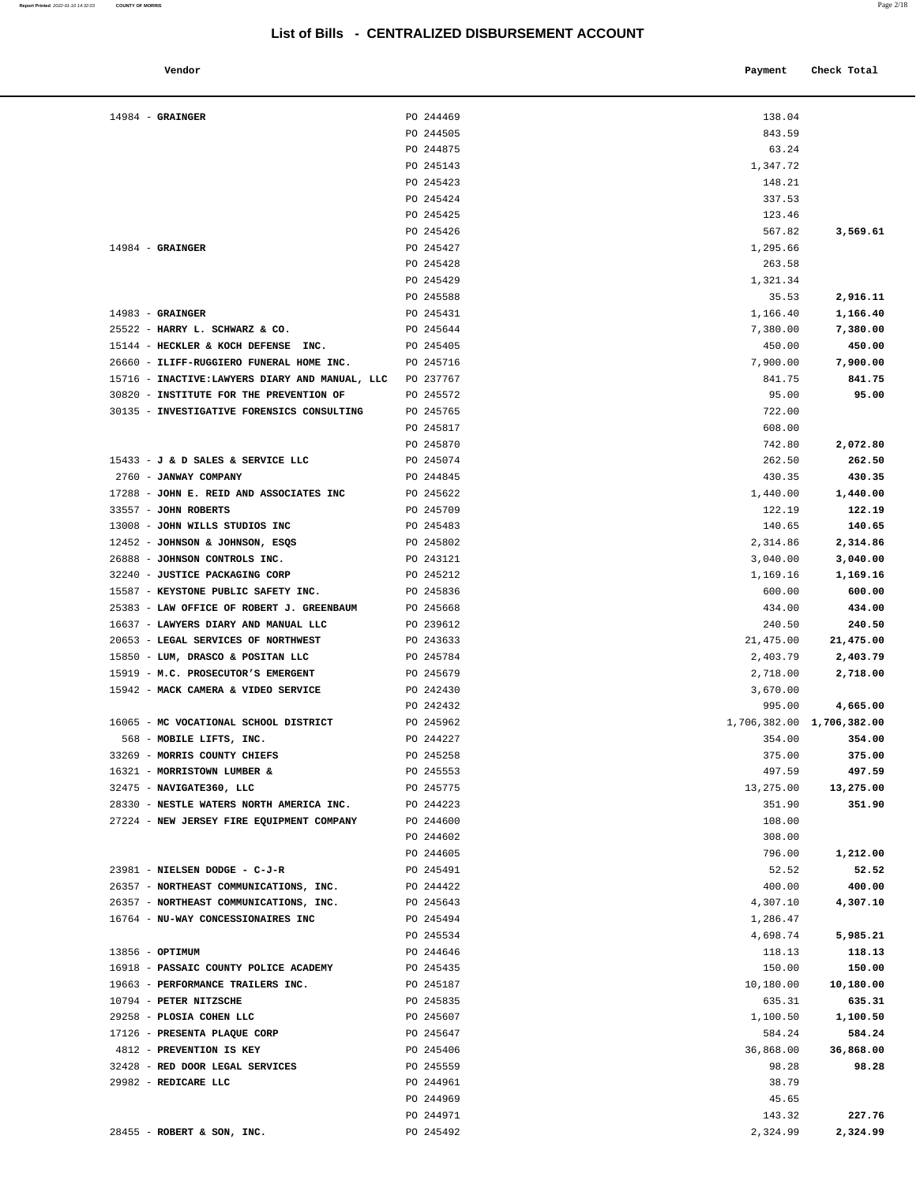# List of Bills - CENTRALIZED DISBURSEMENT ACCOUNT

| Vendor | | Payment | Check Total |
|---|---|---|---|
| 14984 - **GRAINGER** | PO 244469 | 138.04 | |
| | PO 244505 | 843.59 | |
| | PO 244875 | 63.24 | |
| | PO 245143 | 1,347.72 | |
| | PO 245423 | 148.21 | |
| | PO 245424 | 337.53 | |
| | PO 245425 | 123.46 | |
| | PO 245426 | 567.82 | **3,569.61** |
| 14984 - **GRAINGER** | PO 245427 | 1,295.66 | |
| | PO 245428 | 263.58 | |
| | PO 245429 | 1,321.34 | |
| | PO 245588 | 35.53 | **2,916.11** |
| 14983 - **GRAINGER** | PO 245431 | 1,166.40 | **1,166.40** |
| 25522 - **HARRY L. SCHWARZ & CO.** | PO 245644 | 7,380.00 | **7,380.00** |
| 15144 - **HECKLER & KOCH DEFENSE INC.** | PO 245405 | 450.00 | **450.00** |
| 26660 - **ILIFF-RUGGIERO FUNERAL HOME INC.** | PO 245716 | 7,900.00 | **7,900.00** |
| 15716 - **INACTIVE:LAWYERS DIARY AND MANUAL, LLC** | PO 237767 | 841.75 | **841.75** |
| 30820 - **INSTITUTE FOR THE PREVENTION OF** | PO 245572 | 95.00 | **95.00** |
| 30135 - **INVESTIGATIVE FORENSICS CONSULTING** | PO 245765 | 722.00 | |
| | PO 245817 | 608.00 | |
| | PO 245870 | 742.80 | **2,072.80** |
| 15433 - **J & D SALES & SERVICE LLC** | PO 245074 | 262.50 | **262.50** |
| 2760 - **JANWAY COMPANY** | PO 244845 | 430.35 | **430.35** |
| 17288 - **JOHN E. REID AND ASSOCIATES INC** | PO 245622 | 1,440.00 | **1,440.00** |
| 33557 - **JOHN ROBERTS** | PO 245709 | 122.19 | **122.19** |
| 13008 - **JOHN WILLS STUDIOS INC** | PO 245483 | 140.65 | **140.65** |
| 12452 - **JOHNSON & JOHNSON, ESQS** | PO 245802 | 2,314.86 | **2,314.86** |
| 26888 - **JOHNSON CONTROLS INC.** | PO 243121 | 3,040.00 | **3,040.00** |
| 32240 - **JUSTICE PACKAGING CORP** | PO 245212 | 1,169.16 | **1,169.16** |
| 15587 - **KEYSTONE PUBLIC SAFETY INC.** | PO 245836 | 600.00 | **600.00** |
| 25383 - **LAW OFFICE OF ROBERT J. GREENBAUM** | PO 245668 | 434.00 | **434.00** |
| 16637 - **LAWYERS DIARY AND MANUAL LLC** | PO 239612 | 240.50 | **240.50** |
| 20653 - **LEGAL SERVICES OF NORTHWEST** | PO 243633 | 21,475.00 | **21,475.00** |
| 15850 - **LUM, DRASCO & POSITAN LLC** | PO 245784 | 2,403.79 | **2,403.79** |
| 15919 - **M.C. PROSECUTOR'S EMERGENT** | PO 245679 | 2,718.00 | **2,718.00** |
| 15942 - **MACK CAMERA & VIDEO SERVICE** | PO 242430 | 3,670.00 | |
| | PO 242432 | 995.00 | **4,665.00** |
| 16065 - **MC VOCATIONAL SCHOOL DISTRICT** | PO 245962 | 1,706,382.00 | **1,706,382.00** |
| 568 - **MOBILE LIFTS, INC.** | PO 244227 | 354.00 | **354.00** |
| 33269 - **MORRIS COUNTY CHIEFS** | PO 245258 | 375.00 | **375.00** |
| 16321 - **MORRISTOWN LUMBER &** | PO 245553 | 497.59 | **497.59** |
| 32475 - **NAVIGATE360, LLC** | PO 245775 | 13,275.00 | **13,275.00** |
| 28330 - **NESTLE WATERS NORTH AMERICA INC.** | PO 244223 | 351.90 | **351.90** |
| 27224 - **NEW JERSEY FIRE EQUIPMENT COMPANY** | PO 244600 | 108.00 | |
| | PO 244602 | 308.00 | |
| | PO 244605 | 796.00 | **1,212.00** |
| 23981 - **NIELSEN DODGE - C-J-R** | PO 245491 | 52.52 | **52.52** |
| 26357 - **NORTHEAST COMMUNICATIONS, INC.** | PO 244422 | 400.00 | **400.00** |
| 26357 - **NORTHEAST COMMUNICATIONS, INC.** | PO 245643 | 4,307.10 | **4,307.10** |
| 16764 - **NU-WAY CONCESSIONAIRES INC** | PO 245494 | 1,286.47 | |
| | PO 245534 | 4,698.74 | **5,985.21** |
| 13856 - **OPTIMUM** | PO 244646 | 118.13 | **118.13** |
| 16918 - **PASSAIC COUNTY POLICE ACADEMY** | PO 245435 | 150.00 | **150.00** |
| 19663 - **PERFORMANCE TRAILERS INC.** | PO 245187 | 10,180.00 | **10,180.00** |
| 10794 - **PETER NITZSCHE** | PO 245835 | 635.31 | **635.31** |
| 29258 - **PLOSIA COHEN LLC** | PO 245607 | 1,100.50 | **1,100.50** |
| 17126 - **PRESENTA PLAQUE CORP** | PO 245647 | 584.24 | **584.24** |
| 4812 - **PREVENTION IS KEY** | PO 245406 | 36,868.00 | **36,868.00** |
| 32428 - **RED DOOR LEGAL SERVICES** | PO 245559 | 98.28 | **98.28** |
| 29982 - **REDICARE LLC** | PO 244961 | 38.79 | |
| | PO 244969 | 45.65 | |
| | PO 244971 | 143.32 | **227.76** |
| 28455 - **ROBERT & SON, INC.** | PO 245492 | 2,324.99 | **2,324.99** |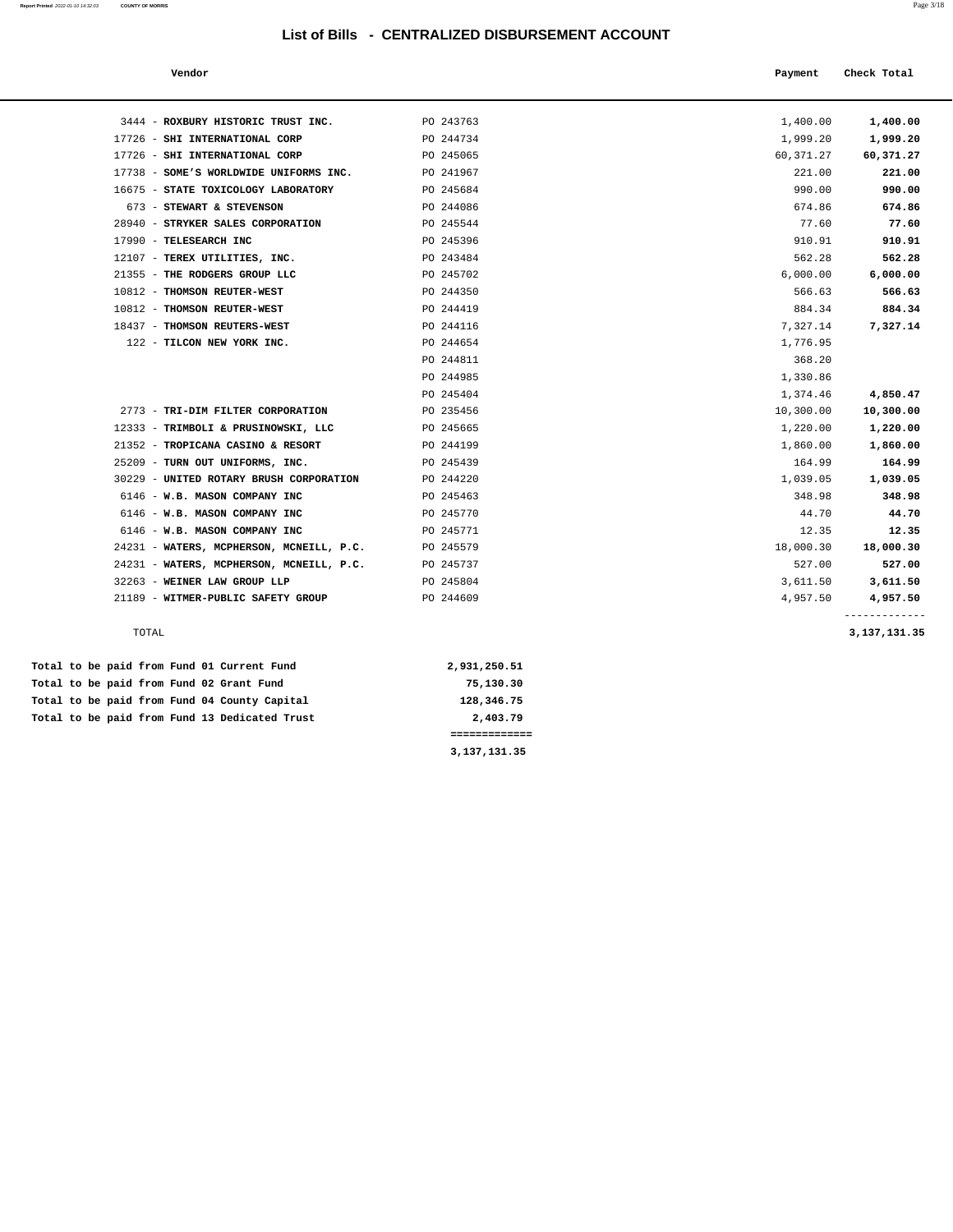# List of Bills - CENTRALIZED DISBURSEMENT ACCOUNT

| Vendor | | Payment | Check Total |
|---|---|---|---|
| 3444 - **ROXBURY HISTORIC TRUST INC.** | PO 243763 | 1,400.00 | **1,400.00** |
| 17726 - **SHI INTERNATIONAL CORP** | PO 244734 | 1,999.20 | **1,999.20** |
| 17726 - **SHI INTERNATIONAL CORP** | PO 245065 | 60,371.27 | **60,371.27** |
| 17738 - **SOME'S WORLDWIDE UNIFORMS INC.** | PO 241967 | 221.00 | **221.00** |
| 16675 - **STATE TOXICOLOGY LABORATORY** | PO 245684 | 990.00 | **990.00** |
| 673 - **STEWART & STEVENSON** | PO 244086 | 674.86 | **674.86** |
| 28940 - **STRYKER SALES CORPORATION** | PO 245544 | 77.60 | **77.60** |
| 17990 - **TELESEARCH INC** | PO 245396 | 910.91 | **910.91** |
| 12107 - **TEREX UTILITIES, INC.** | PO 243484 | 562.28 | **562.28** |
| 21355 - **THE RODGERS GROUP LLC** | PO 245702 | 6,000.00 | **6,000.00** |
| 10812 - **THOMSON REUTER-WEST** | PO 244350 | 566.63 | **566.63** |
| 10812 - **THOMSON REUTER-WEST** | PO 244419 | 884.34 | **884.34** |
| 18437 - **THOMSON REUTERS-WEST** | PO 244116 | 7,327.14 | **7,327.14** |
| 122 - **TILCON NEW YORK INC.** | PO 244654 | 1,776.95 | |
| | PO 244811 | 368.20 | |
| | PO 244985 | 1,330.86 | |
| | PO 245404 | 1,374.46 | **4,850.47** |
| 2773 - **TRI-DIM FILTER CORPORATION** | PO 235456 | 10,300.00 | **10,300.00** |
| 12333 - **TRIMBOLI & PRUSINOWSKI, LLC** | PO 245665 | 1,220.00 | **1,220.00** |
| 21352 - **TROPICANA CASINO & RESORT** | PO 244199 | 1,860.00 | **1,860.00** |
| 25209 - **TURN OUT UNIFORMS, INC.** | PO 245439 | 164.99 | **164.99** |
| 30229 - **UNITED ROTARY BRUSH CORPORATION** | PO 244220 | 1,039.05 | **1,039.05** |
| 6146 - **W.B. MASON COMPANY INC** | PO 245463 | 348.98 | **348.98** |
| 6146 - **W.B. MASON COMPANY INC** | PO 245770 | 44.70 | **44.70** |
| 6146 - **W.B. MASON COMPANY INC** | PO 245771 | 12.35 | **12.35** |
| 24231 - **WATERS, MCPHERSON, MCNEILL, P.C.** | PO 245579 | 18,000.30 | **18,000.30** |
| 24231 - **WATERS, MCPHERSON, MCNEILL, P.C.** | PO 245737 | 527.00 | **527.00** |
| 32263 - **WEINER LAW GROUP LLP** | PO 245804 | 3,611.50 | **3,611.50** |
| 21189 - **WITMER-PUBLIC SAFETY GROUP** | PO 244609 | 4,957.50 | **4,957.50** |
| TOTAL | | | **3,137,131.35** |

| | |
|---|---|
| **Total to be paid from Fund 01 Current Fund** | **2,931,250.51** |
| **Total to be paid from Fund 02 Grant Fund** | **75,130.30** |
| **Total to be paid from Fund 04 County Capital** | **128,346.75** |
| **Total to be paid from Fund 13 Dedicated Trust** | **2,403.79** |
| | **3,137,131.35** |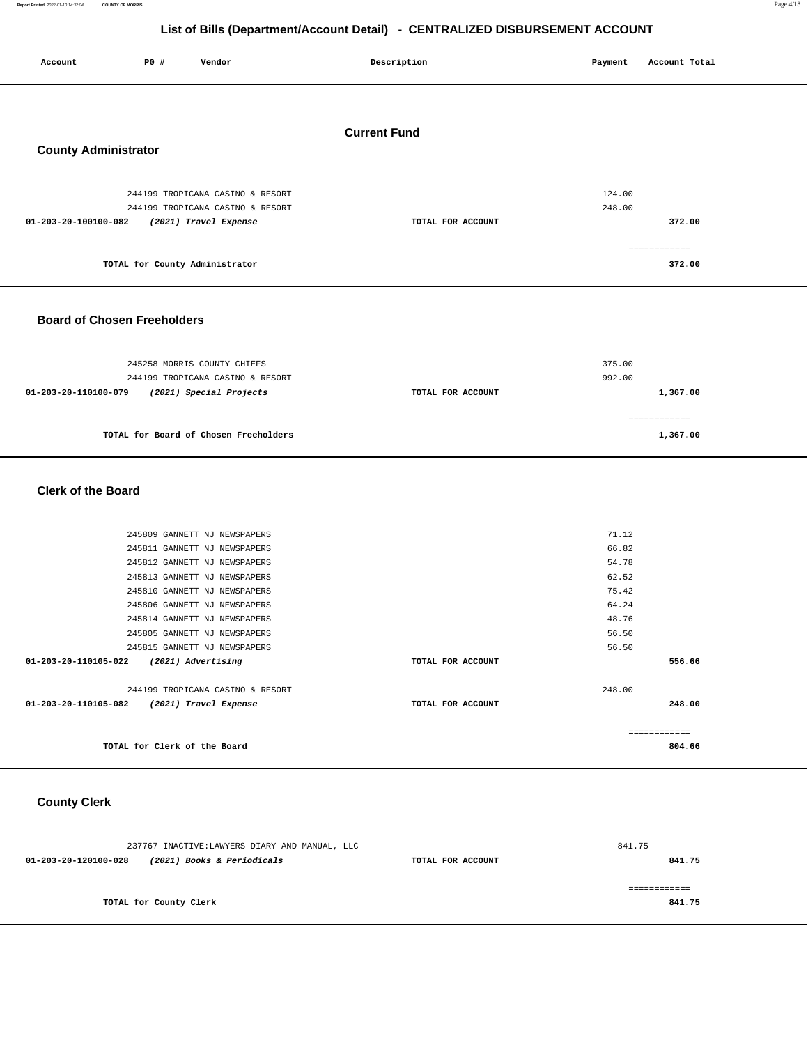# List of Bills (Department/Account Detail) - CENTRALIZED DISBURSEMENT ACCOUNT

| Account | PO # | Vendor | Description | Payment | Account Total |
|---|---|---|---|---|---|

## Current Fund

### County Administrator

| Account | PO # | Vendor | Description | Payment | Account Total |
|---|---|---|---|---|---|
| | 244199 | TROPICANA CASINO & RESORT | | 124.00 | |
| | 244199 | TROPICANA CASINO & RESORT | | 248.00 | |
| **01-203-20-100100-082** | | ***(2021) Travel Expense*** | **TOTAL FOR ACCOUNT** | | **372.00** |
| | | | | | ============ |
| | | **TOTAL for County Administrator** | | | **372.00** |

### Board of Chosen Freeholders

| Account | PO # | Vendor | Description | Payment | Account Total |
|---|---|---|---|---|---|
| | 245258 | MORRIS COUNTY CHIEFS | | 375.00 | |
| | 244199 | TROPICANA CASINO & RESORT | | 992.00 | |
| **01-203-20-110100-079** | | ***(2021) Special Projects*** | **TOTAL FOR ACCOUNT** | | **1,367.00** |
| | | | | | ============ |
| | | **TOTAL for Board of Chosen Freeholders** | | | **1,367.00** |

### Clerk of the Board

| Account | PO # | Vendor | Description | Payment | Account Total |
|---|---|---|---|---|---|
| | 245809 | GANNETT NJ NEWSPAPERS | | 71.12 | |
| | 245811 | GANNETT NJ NEWSPAPERS | | 66.82 | |
| | 245812 | GANNETT NJ NEWSPAPERS | | 54.78 | |
| | 245813 | GANNETT NJ NEWSPAPERS | | 62.52 | |
| | 245810 | GANNETT NJ NEWSPAPERS | | 75.42 | |
| | 245806 | GANNETT NJ NEWSPAPERS | | 64.24 | |
| | 245814 | GANNETT NJ NEWSPAPERS | | 48.76 | |
| | 245805 | GANNETT NJ NEWSPAPERS | | 56.50 | |
| | 245815 | GANNETT NJ NEWSPAPERS | | 56.50 | |
| **01-203-20-110105-022** | | ***(2021) Advertising*** | **TOTAL FOR ACCOUNT** | | **556.66** |
| | 244199 | TROPICANA CASINO & RESORT | | 248.00 | |
| **01-203-20-110105-082** | | ***(2021) Travel Expense*** | **TOTAL FOR ACCOUNT** | | **248.00** |
| | | | | | ============ |
| | | **TOTAL for Clerk of the Board** | | | **804.66** |

### County Clerk

| Account | PO # | Vendor | Description | Payment | Account Total |
|---|---|---|---|---|---|
| | 237767 | INACTIVE:LAWYERS DIARY AND MANUAL, LLC | | 841.75 | |
| **01-203-20-120100-028** | | ***(2021) Books & Periodicals*** | **TOTAL FOR ACCOUNT** | | **841.75** |
| | | | | | ============ |
| | | **TOTAL for County Clerk** | | | **841.75** |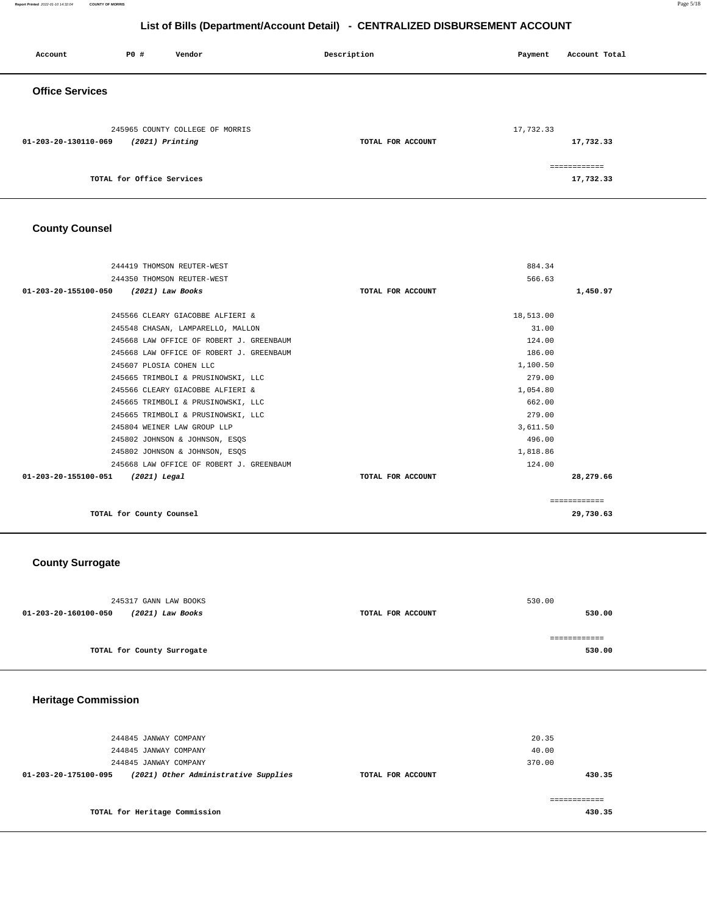## List of Bills (Department/Account Detail) - CENTRALIZED DISBURSEMENT ACCOUNT

| Account | PO # | Vendor | Description | Payment | Account Total |
|---|---|---|---|---|---|

### Office Services

| Account | PO # | Vendor | Description | Payment | Account Total |
|---|---|---|---|---|---|
| | 245965 | COUNTY COLLEGE OF MORRIS | | 17,732.33 | |
| **01-203-20-130110-069** | | ***(2021) Printing*** | **TOTAL FOR ACCOUNT** | | **17,732.33** |
| | | **TOTAL for Office Services** | | | **17,732.33** |

### County Counsel

| Account | PO # | Vendor | Description | Payment | Account Total |
|---|---|---|---|---|---|
| | 244419 | THOMSON REUTER-WEST | | 884.34 | |
| | 244350 | THOMSON REUTER-WEST | | 566.63 | |
| **01-203-20-155100-050** | | ***(2021) Law Books*** | **TOTAL FOR ACCOUNT** | | **1,450.97** |
| | 245566 | CLEARY GIACOBBE ALFIERI & | | 18,513.00 | |
| | 245548 | CHASAN, LAMPARELLO, MALLON | | 31.00 | |
| | 245668 | LAW OFFICE OF ROBERT J. GREENBAUM | | 124.00 | |
| | 245668 | LAW OFFICE OF ROBERT J. GREENBAUM | | 186.00 | |
| | 245607 | PLOSIA COHEN LLC | | 1,100.50 | |
| | 245665 | TRIMBOLI & PRUSINOWSKI, LLC | | 279.00 | |
| | 245566 | CLEARY GIACOBBE ALFIERI & | | 1,054.80 | |
| | 245665 | TRIMBOLI & PRUSINOWSKI, LLC | | 662.00 | |
| | 245665 | TRIMBOLI & PRUSINOWSKI, LLC | | 279.00 | |
| | 245804 | WEINER LAW GROUP LLP | | 3,611.50 | |
| | 245802 | JOHNSON & JOHNSON, ESQS | | 496.00 | |
| | 245802 | JOHNSON & JOHNSON, ESQS | | 1,818.86 | |
| | 245668 | LAW OFFICE OF ROBERT J. GREENBAUM | | 124.00 | |
| **01-203-20-155100-051** | | ***(2021) Legal*** | **TOTAL FOR ACCOUNT** | | **28,279.66** |
| | | **TOTAL for County Counsel** | | | **29,730.63** |

### County Surrogate

| Account | PO # | Vendor | Description | Payment | Account Total |
|---|---|---|---|---|---|
| | 245317 | GANN LAW BOOKS | | 530.00 | |
| **01-203-20-160100-050** | | ***(2021) Law Books*** | **TOTAL FOR ACCOUNT** | | **530.00** |
| | | **TOTAL for County Surrogate** | | | **530.00** |

### Heritage Commission

| Account | PO # | Vendor | Description | Payment | Account Total |
|---|---|---|---|---|---|
| | 244845 | JANWAY COMPANY | | 20.35 | |
| | 244845 | JANWAY COMPANY | | 40.00 | |
| | 244845 | JANWAY COMPANY | | 370.00 | |
| **01-203-20-175100-095** | | ***(2021) Other Administrative Supplies*** | **TOTAL FOR ACCOUNT** | | **430.35** |
| | | **TOTAL for Heritage Commission** | | | **430.35** |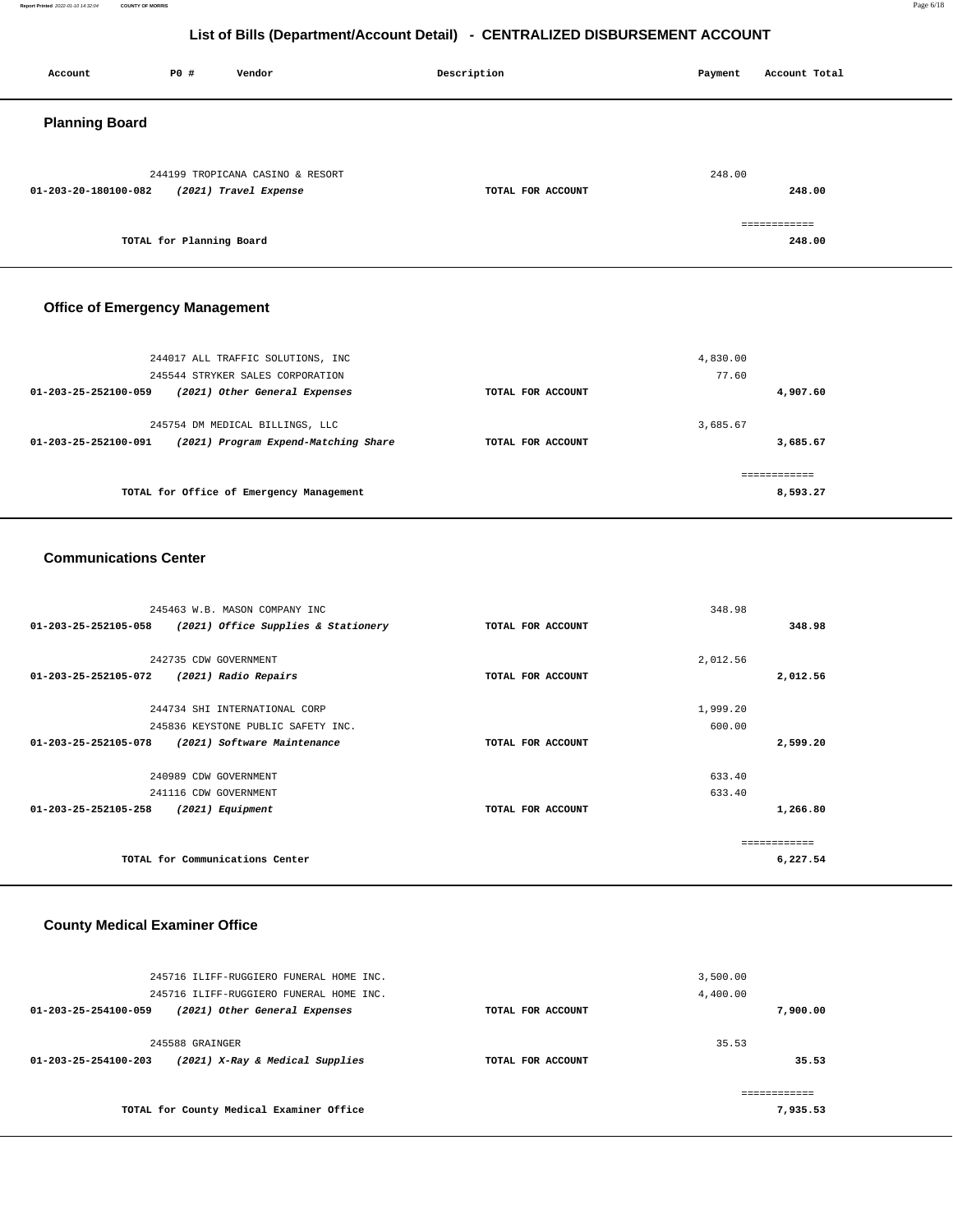# List of Bills (Department/Account Detail) - CENTRALIZED DISBURSEMENT ACCOUNT

| Account | PO # | Vendor | Description | Payment | Account Total |
|---|---|---|---|---|---|

## Planning Board

| Account | PO # | Vendor | Description | Payment | Account Total |
|---|---|---|---|---|---|
| | 244199 | TROPICANA CASINO & RESORT | | 248.00 | |
| **01-203-20-180100-082** | | ***(2021) Travel Expense*** | **TOTAL FOR ACCOUNT** | | **248.00** |
| | | | | | ============ |
| | **TOTAL for Planning Board** | | | | **248.00** |

## Office of Emergency Management

| Account | PO # | Vendor | Description | Payment | Account Total |
|---|---|---|---|---|---|
| | 244017 | ALL TRAFFIC SOLUTIONS, INC | | 4,830.00 | |
| | 245544 | STRYKER SALES CORPORATION | | 77.60 | |
| **01-203-25-252100-059** | | ***(2021) Other General Expenses*** | **TOTAL FOR ACCOUNT** | | **4,907.60** |
| | 245754 | DM MEDICAL BILLINGS, LLC | | 3,685.67 | |
| **01-203-25-252100-091** | | ***(2021) Program Expend-Matching Share*** | **TOTAL FOR ACCOUNT** | | **3,685.67** |
| | | | | | ============ |
| | **TOTAL for Office of Emergency Management** | | | | **8,593.27** |

## Communications Center

| Account | PO # | Vendor | Description | Payment | Account Total |
|---|---|---|---|---|---|
| | 245463 | W.B. MASON COMPANY INC | | 348.98 | |
| **01-203-25-252105-058** | | ***(2021) Office Supplies & Stationery*** | **TOTAL FOR ACCOUNT** | | **348.98** |
| | 242735 | CDW GOVERNMENT | | 2,012.56 | |
| **01-203-25-252105-072** | | ***(2021) Radio Repairs*** | **TOTAL FOR ACCOUNT** | | **2,012.56** |
| | 244734 | SHI INTERNATIONAL CORP | | 1,999.20 | |
| | 245836 | KEYSTONE PUBLIC SAFETY INC. | | 600.00 | |
| **01-203-25-252105-078** | | ***(2021) Software Maintenance*** | **TOTAL FOR ACCOUNT** | | **2,599.20** |
| | 240989 | CDW GOVERNMENT | | 633.40 | |
| | 241116 | CDW GOVERNMENT | | 633.40 | |
| **01-203-25-252105-258** | | ***(2021) Equipment*** | **TOTAL FOR ACCOUNT** | | **1,266.80** |
| | | | | | ============ |
| | **TOTAL for Communications Center** | | | | **6,227.54** |

## County Medical Examiner Office

| Account | PO # | Vendor | Description | Payment | Account Total |
|---|---|---|---|---|---|
| | 245716 | ILIFF-RUGGIERO FUNERAL HOME INC. | | 3,500.00 | |
| | 245716 | ILIFF-RUGGIERO FUNERAL HOME INC. | | 4,400.00 | |
| **01-203-25-254100-059** | | ***(2021) Other General Expenses*** | **TOTAL FOR ACCOUNT** | | **7,900.00** |
| | 245588 | GRAINGER | | 35.53 | |
| **01-203-25-254100-203** | | ***(2021) X-Ray & Medical Supplies*** | **TOTAL FOR ACCOUNT** | | **35.53** |
| | | | | | ============ |
| | **TOTAL for County Medical Examiner Office** | | | | **7,935.53** |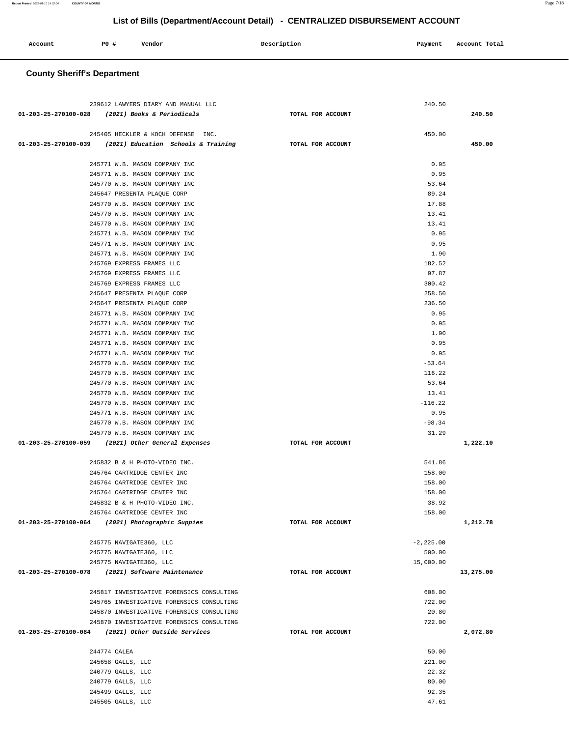## List of Bills (Department/Account Detail) - CENTRALIZED DISBURSEMENT ACCOUNT

| Account | PO # | Vendor | Description | Payment | Account Total |
|---|---|---|---|---|---|

### County Sheriff's Department

| Account | PO # | Vendor | Description | Payment | Account Total |
|---|---|---|---|---|---|
| | 239612 | LAWYERS DIARY AND MANUAL LLC | | 240.50 | |
| 01-203-25-270100-028 | | *(2021) Books & Periodicals* | TOTAL FOR ACCOUNT | | 240.50 |
| | 245405 | HECKLER & KOCH DEFENSE INC. | | 450.00 | |
| 01-203-25-270100-039 | | *(2021) Education Schools & Training* | TOTAL FOR ACCOUNT | | 450.00 |
| | 245771 | W.B. MASON COMPANY INC | | 0.95 | |
| | 245771 | W.B. MASON COMPANY INC | | 0.95 | |
| | 245770 | W.B. MASON COMPANY INC | | 53.64 | |
| | 245647 | PRESENTA PLAQUE CORP | | 89.24 | |
| | 245770 | W.B. MASON COMPANY INC | | 17.88 | |
| | 245770 | W.B. MASON COMPANY INC | | 13.41 | |
| | 245770 | W.B. MASON COMPANY INC | | 13.41 | |
| | 245771 | W.B. MASON COMPANY INC | | 0.95 | |
| | 245771 | W.B. MASON COMPANY INC | | 0.95 | |
| | 245771 | W.B. MASON COMPANY INC | | 1.90 | |
| | 245769 | EXPRESS FRAMES LLC | | 182.52 | |
| | 245769 | EXPRESS FRAMES LLC | | 97.87 | |
| | 245769 | EXPRESS FRAMES LLC | | 300.42 | |
| | 245647 | PRESENTA PLAQUE CORP | | 258.50 | |
| | 245647 | PRESENTA PLAQUE CORP | | 236.50 | |
| | 245771 | W.B. MASON COMPANY INC | | 0.95 | |
| | 245771 | W.B. MASON COMPANY INC | | 0.95 | |
| | 245771 | W.B. MASON COMPANY INC | | 1.90 | |
| | 245771 | W.B. MASON COMPANY INC | | 0.95 | |
| | 245771 | W.B. MASON COMPANY INC | | 0.95 | |
| | 245770 | W.B. MASON COMPANY INC | | -53.64 | |
| | 245770 | W.B. MASON COMPANY INC | | 116.22 | |
| | 245770 | W.B. MASON COMPANY INC | | 53.64 | |
| | 245770 | W.B. MASON COMPANY INC | | 13.41 | |
| | 245770 | W.B. MASON COMPANY INC | | -116.22 | |
| | 245771 | W.B. MASON COMPANY INC | | 0.95 | |
| | 245770 | W.B. MASON COMPANY INC | | -98.34 | |
| | 245770 | W.B. MASON COMPANY INC | | 31.29 | |
| 01-203-25-270100-059 | | *(2021) Other General Expenses* | TOTAL FOR ACCOUNT | | 1,222.10 |
| | 245832 | B & H PHOTO-VIDEO INC. | | 541.86 | |
| | 245764 | CARTRIDGE CENTER INC | | 158.00 | |
| | 245764 | CARTRIDGE CENTER INC | | 158.00 | |
| | 245764 | CARTRIDGE CENTER INC | | 158.00 | |
| | 245832 | B & H PHOTO-VIDEO INC. | | 38.92 | |
| | 245764 | CARTRIDGE CENTER INC | | 158.00 | |
| 01-203-25-270100-064 | | *(2021) Photographic Suppies* | TOTAL FOR ACCOUNT | | 1,212.78 |
| | 245775 | NAVIGATE360, LLC | | -2,225.00 | |
| | 245775 | NAVIGATE360, LLC | | 500.00 | |
| | 245775 | NAVIGATE360, LLC | | 15,000.00 | |
| 01-203-25-270100-078 | | *(2021) Software Maintenance* | TOTAL FOR ACCOUNT | | 13,275.00 |
| | 245817 | INVESTIGATIVE FORENSICS CONSULTING | | 608.00 | |
| | 245765 | INVESTIGATIVE FORENSICS CONSULTING | | 722.00 | |
| | 245870 | INVESTIGATIVE FORENSICS CONSULTING | | 20.80 | |
| | 245870 | INVESTIGATIVE FORENSICS CONSULTING | | 722.00 | |
| 01-203-25-270100-084 | | *(2021) Other Outside Services* | TOTAL FOR ACCOUNT | | 2,072.80 |
| | 244774 | CALEA | | 50.00 | |
| | 245658 | GALLS, LLC | | 221.00 | |
| | 240779 | GALLS, LLC | | 22.32 | |
| | 240779 | GALLS, LLC | | 80.00 | |
| | 245499 | GALLS, LLC | | 92.35 | |
| | 245505 | GALLS, LLC | | 47.61 | |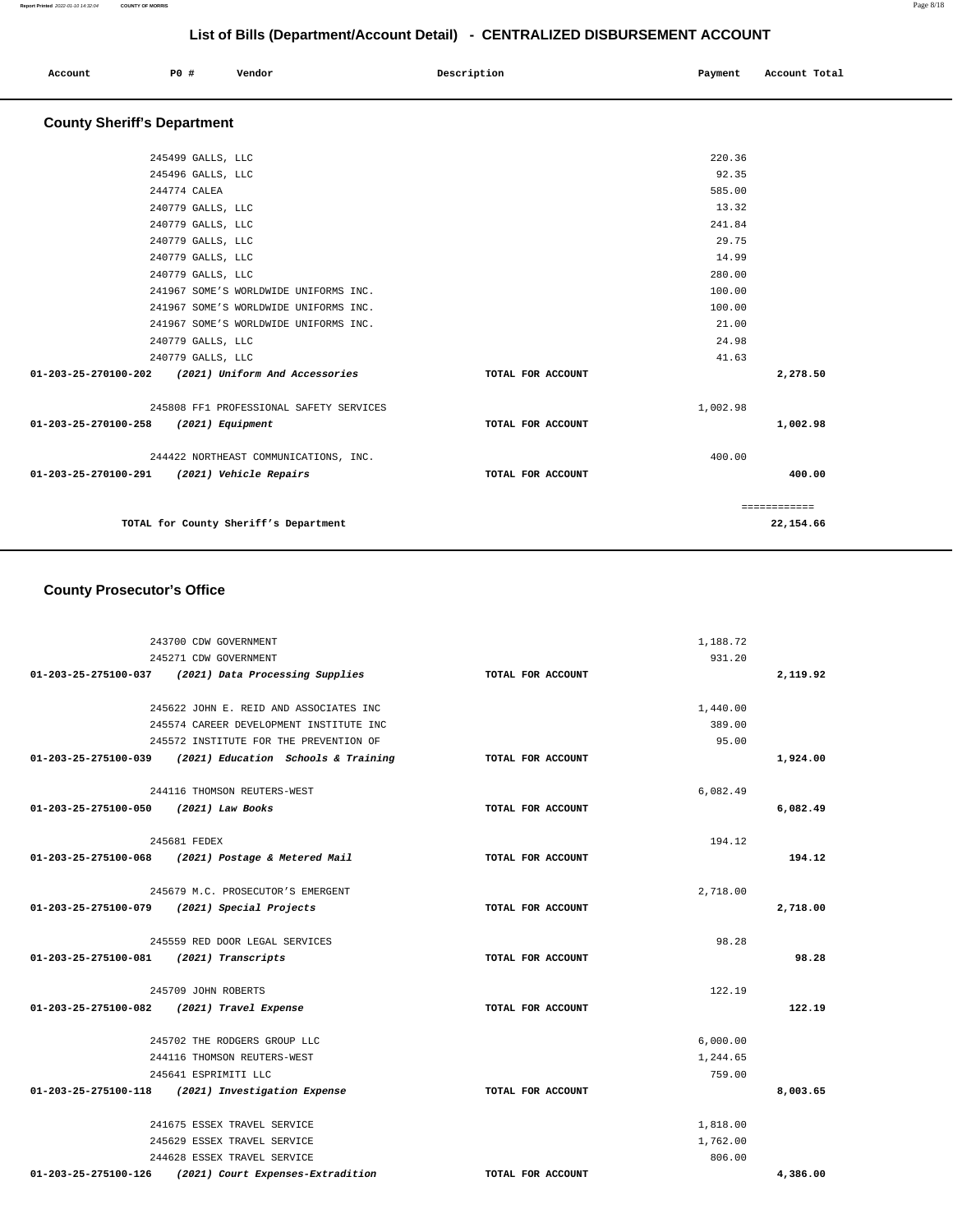## List of Bills (Department/Account Detail) - CENTRALIZED DISBURSEMENT ACCOUNT

| Account | PO # | Vendor | Description | Payment | Account Total |
|---|---|---|---|---|---|

### County Sheriff's Department

| Account | PO # | Vendor | Description | Payment | Account Total |
|---|---|---|---|---|---|
| | 245499 | GALLS, LLC | | 220.36 | |
| | 245496 | GALLS, LLC | | 92.35 | |
| | 244774 | CALEA | | 585.00 | |
| | 240779 | GALLS, LLC | | 13.32 | |
| | 240779 | GALLS, LLC | | 241.84 | |
| | 240779 | GALLS, LLC | | 29.75 | |
| | 240779 | GALLS, LLC | | 14.99 | |
| | 240779 | GALLS, LLC | | 280.00 | |
| | 241967 | SOME'S WORLDWIDE UNIFORMS INC. | | 100.00 | |
| | 241967 | SOME'S WORLDWIDE UNIFORMS INC. | | 100.00 | |
| | 241967 | SOME'S WORLDWIDE UNIFORMS INC. | | 21.00 | |
| | 240779 | GALLS, LLC | | 24.98 | |
| | 240779 | GALLS, LLC | | 41.63 | |
| **01-203-25-270100-202** | | *(2021) Uniform And Accessories* | TOTAL FOR ACCOUNT | | **2,278.50** |
| | 245808 | FF1 PROFESSIONAL SAFETY SERVICES | | 1,002.98 | |
| **01-203-25-270100-258** | | *(2021) Equipment* | TOTAL FOR ACCOUNT | | **1,002.98** |
| | 244422 | NORTHEAST COMMUNICATIONS, INC. | | 400.00 | |
| **01-203-25-270100-291** | | *(2021) Vehicle Repairs* | TOTAL FOR ACCOUNT | | **400.00** |
| | | | | | ============ |
| **TOTAL for County Sheriff's Department** | | | | | **22,154.66** |

### County Prosecutor's Office

| Account | PO # | Vendor | Description | Payment | Account Total |
|---|---|---|---|---|---|
| | 243700 | CDW GOVERNMENT | | 1,188.72 | |
| | 245271 | CDW GOVERNMENT | | 931.20 | |
| **01-203-25-275100-037** | | *(2021) Data Processing Supplies* | TOTAL FOR ACCOUNT | | **2,119.92** |
| | 245622 | JOHN E. REID AND ASSOCIATES INC | | 1,440.00 | |
| | 245574 | CAREER DEVELOPMENT INSTITUTE INC | | 389.00 | |
| | 245572 | INSTITUTE FOR THE PREVENTION OF | | 95.00 | |
| **01-203-25-275100-039** | | *(2021) Education Schools & Training* | TOTAL FOR ACCOUNT | | **1,924.00** |
| | 244116 | THOMSON REUTERS-WEST | | 6,082.49 | |
| **01-203-25-275100-050** | | *(2021) Law Books* | TOTAL FOR ACCOUNT | | **6,082.49** |
| | 245681 | FEDEX | | 194.12 | |
| **01-203-25-275100-068** | | *(2021) Postage & Metered Mail* | TOTAL FOR ACCOUNT | | **194.12** |
| | 245679 | M.C. PROSECUTOR'S EMERGENT | | 2,718.00 | |
| **01-203-25-275100-079** | | *(2021) Special Projects* | TOTAL FOR ACCOUNT | | **2,718.00** |
| | 245559 | RED DOOR LEGAL SERVICES | | 98.28 | |
| **01-203-25-275100-081** | | *(2021) Transcripts* | TOTAL FOR ACCOUNT | | **98.28** |
| | 245709 | JOHN ROBERTS | | 122.19 | |
| **01-203-25-275100-082** | | *(2021) Travel Expense* | TOTAL FOR ACCOUNT | | **122.19** |
| | 245702 | THE RODGERS GROUP LLC | | 6,000.00 | |
| | 244116 | THOMSON REUTERS-WEST | | 1,244.65 | |
| | 245641 | ESPRIMITI LLC | | 759.00 | |
| **01-203-25-275100-118** | | *(2021) Investigation Expense* | TOTAL FOR ACCOUNT | | **8,003.65** |
| | 241675 | ESSEX TRAVEL SERVICE | | 1,818.00 | |
| | 245629 | ESSEX TRAVEL SERVICE | | 1,762.00 | |
| | 244628 | ESSEX TRAVEL SERVICE | | 806.00 | |
| **01-203-25-275100-126** | | *(2021) Court Expenses-Extradition* | TOTAL FOR ACCOUNT | | **4,386.00** |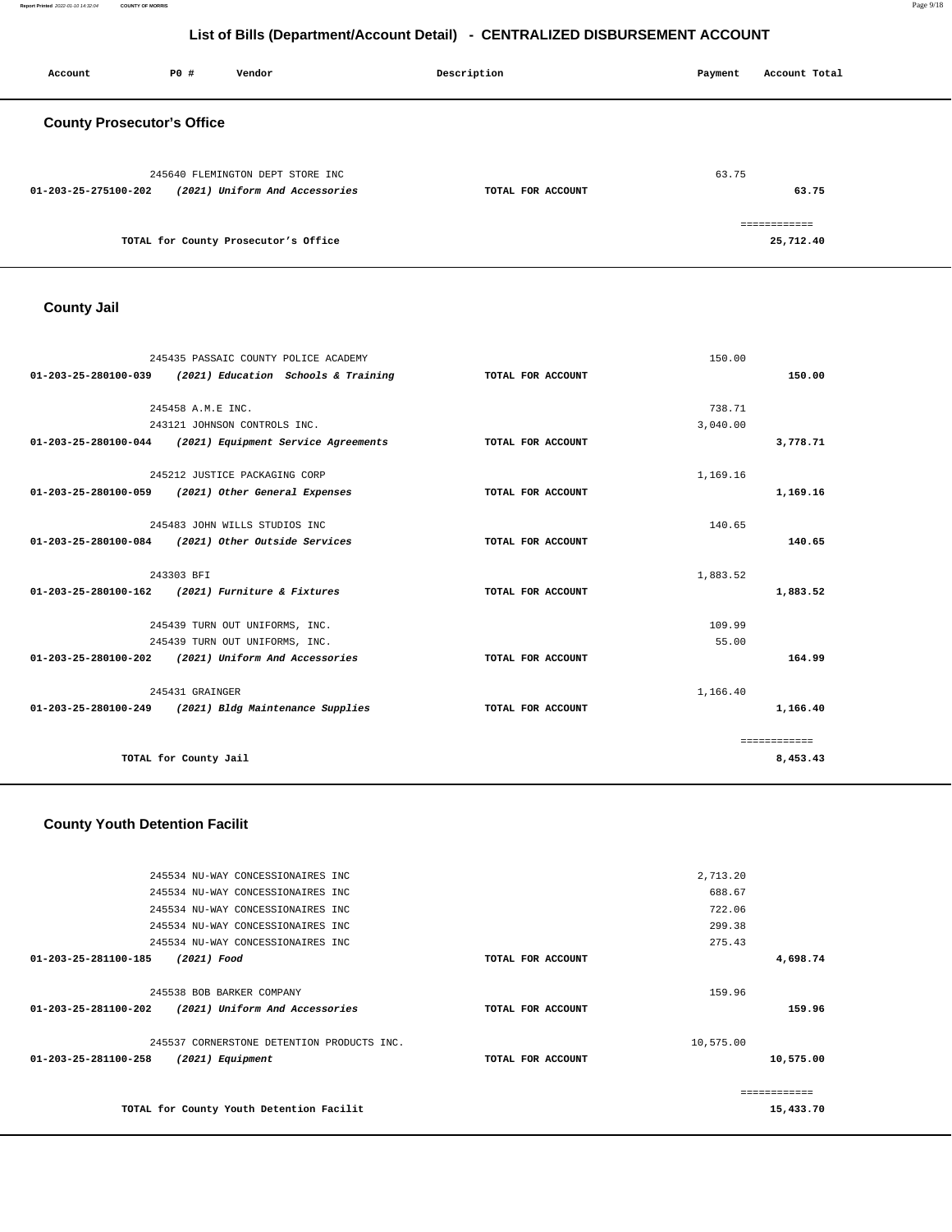# List of Bills (Department/Account Detail) - CENTRALIZED DISBURSEMENT ACCOUNT

| Account | PO # | Vendor | Description | Payment | Account Total |
|---|---|---|---|---|---|

## County Prosecutor's Office

| Account | PO # | Vendor | Description | Payment | Account Total |
|---|---|---|---|---|---|
| | 245640 | FLEMINGTON DEPT STORE INC | | 63.75 | |
| **01-203-25-275100-202** | | ***(2021) Uniform And Accessories*** | **TOTAL FOR ACCOUNT** | | **63.75** |
| | | **TOTAL for County Prosecutor's Office** | | | **25,712.40** |

## County Jail

| Account | PO # | Vendor | Description | Payment | Account Total |
|---|---|---|---|---|---|
| | 245435 | PASSAIC COUNTY POLICE ACADEMY | | 150.00 | |
| **01-203-25-280100-039** | | ***(2021) Education Schools & Training*** | **TOTAL FOR ACCOUNT** | | **150.00** |
| | 245458 | A.M.E INC. | | 738.71 | |
| | 243121 | JOHNSON CONTROLS INC. | | 3,040.00 | |
| **01-203-25-280100-044** | | ***(2021) Equipment Service Agreements*** | **TOTAL FOR ACCOUNT** | | **3,778.71** |
| | 245212 | JUSTICE PACKAGING CORP | | 1,169.16 | |
| **01-203-25-280100-059** | | ***(2021) Other General Expenses*** | **TOTAL FOR ACCOUNT** | | **1,169.16** |
| | 245483 | JOHN WILLS STUDIOS INC | | 140.65 | |
| **01-203-25-280100-084** | | ***(2021) Other Outside Services*** | **TOTAL FOR ACCOUNT** | | **140.65** |
| | 243303 | BFI | | 1,883.52 | |
| **01-203-25-280100-162** | | ***(2021) Furniture & Fixtures*** | **TOTAL FOR ACCOUNT** | | **1,883.52** |
| | 245439 | TURN OUT UNIFORMS, INC. | | 109.99 | |
| | 245439 | TURN OUT UNIFORMS, INC. | | 55.00 | |
| **01-203-25-280100-202** | | ***(2021) Uniform And Accessories*** | **TOTAL FOR ACCOUNT** | | **164.99** |
| | 245431 | GRAINGER | | 1,166.40 | |
| **01-203-25-280100-249** | | ***(2021) Bldg Maintenance Supplies*** | **TOTAL FOR ACCOUNT** | | **1,166.40** |
| | | **TOTAL for County Jail** | | | **8,453.43** |

## County Youth Detention Facilit

| Account | PO # | Vendor | Description | Payment | Account Total |
|---|---|---|---|---|---|
| | 245534 | NU-WAY CONCESSIONAIRES INC | | 2,713.20 | |
| | 245534 | NU-WAY CONCESSIONAIRES INC | | 688.67 | |
| | 245534 | NU-WAY CONCESSIONAIRES INC | | 722.06 | |
| | 245534 | NU-WAY CONCESSIONAIRES INC | | 299.38 | |
| | 245534 | NU-WAY CONCESSIONAIRES INC | | 275.43 | |
| **01-203-25-281100-185** | | ***(2021) Food*** | **TOTAL FOR ACCOUNT** | | **4,698.74** |
| | 245538 | BOB BARKER COMPANY | | 159.96 | |
| **01-203-25-281100-202** | | ***(2021) Uniform And Accessories*** | **TOTAL FOR ACCOUNT** | | **159.96** |
| | 245537 | CORNERSTONE DETENTION PRODUCTS INC. | | 10,575.00 | |
| **01-203-25-281100-258** | | ***(2021) Equipment*** | **TOTAL FOR ACCOUNT** | | **10,575.00** |
| | | **TOTAL for County Youth Detention Facilit** | | | **15,433.70** |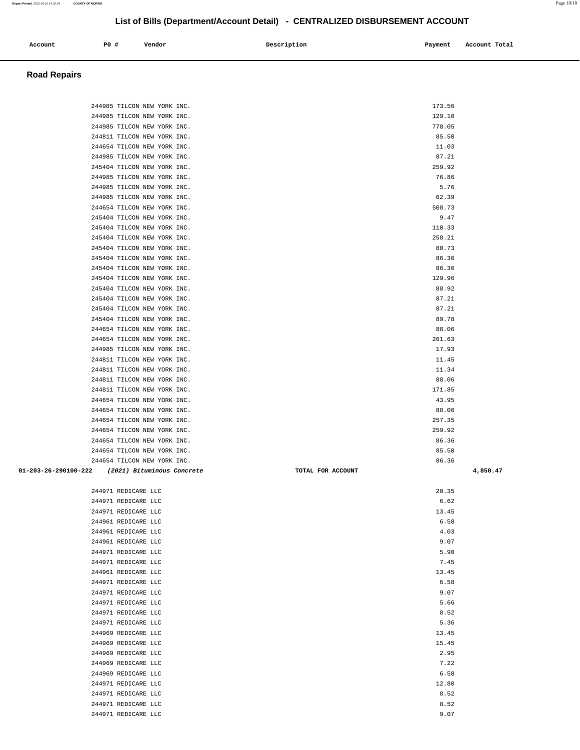## List of Bills (Department/Account Detail) - CENTRALIZED DISBURSEMENT ACCOUNT

| Account | PO # | Vendor | Description | Payment | Account Total |
|---|---|---|---|---|---|

### Road Repairs

| Account | PO # | Vendor | Description | Payment | Account Total |
|---|---|---|---|---|---|
| | 244985 | TILCON NEW YORK INC. | | 173.56 | |
| | 244985 | TILCON NEW YORK INC. | | 129.10 | |
| | 244985 | TILCON NEW YORK INC. | | 778.05 | |
| | 244811 | TILCON NEW YORK INC. | | 85.50 | |
| | 244654 | TILCON NEW YORK INC. | | 11.03 | |
| | 244985 | TILCON NEW YORK INC. | | 87.21 | |
| | 245404 | TILCON NEW YORK INC. | | 259.92 | |
| | 244985 | TILCON NEW YORK INC. | | 76.86 | |
| | 244985 | TILCON NEW YORK INC. | | 5.76 | |
| | 244985 | TILCON NEW YORK INC. | | 62.39 | |
| | 244654 | TILCON NEW YORK INC. | | 508.73 | |
| | 245404 | TILCON NEW YORK INC. | | 9.47 | |
| | 245404 | TILCON NEW YORK INC. | | 110.33 | |
| | 245404 | TILCON NEW YORK INC. | | 258.21 | |
| | 245404 | TILCON NEW YORK INC. | | 80.73 | |
| | 245404 | TILCON NEW YORK INC. | | 86.36 | |
| | 245404 | TILCON NEW YORK INC. | | 86.36 | |
| | 245404 | TILCON NEW YORK INC. | | 129.96 | |
| | 245404 | TILCON NEW YORK INC. | | 88.92 | |
| | 245404 | TILCON NEW YORK INC. | | 87.21 | |
| | 245404 | TILCON NEW YORK INC. | | 87.21 | |
| | 245404 | TILCON NEW YORK INC. | | 89.78 | |
| | 244654 | TILCON NEW YORK INC. | | 88.06 | |
| | 244654 | TILCON NEW YORK INC. | | 261.63 | |
| | 244985 | TILCON NEW YORK INC. | | 17.93 | |
| | 244811 | TILCON NEW YORK INC. | | 11.45 | |
| | 244811 | TILCON NEW YORK INC. | | 11.34 | |
| | 244811 | TILCON NEW YORK INC. | | 88.06 | |
| | 244811 | TILCON NEW YORK INC. | | 171.85 | |
| | 244654 | TILCON NEW YORK INC. | | 43.95 | |
| | 244654 | TILCON NEW YORK INC. | | 88.06 | |
| | 244654 | TILCON NEW YORK INC. | | 257.35 | |
| | 244654 | TILCON NEW YORK INC. | | 259.92 | |
| | 244654 | TILCON NEW YORK INC. | | 86.36 | |
| | 244654 | TILCON NEW YORK INC. | | 85.50 | |
| | 244654 | TILCON NEW YORK INC. | | 86.36 | |
| **01-203-26-290100-222** | | ***(2021) Bituminous Concrete*** | TOTAL FOR ACCOUNT | | **4,850.47** |
| | 244971 | REDICARE LLC | | 20.35 | |
| | 244971 | REDICARE LLC | | 6.62 | |
| | 244971 | REDICARE LLC | | 13.45 | |
| | 244961 | REDICARE LLC | | 6.58 | |
| | 244961 | REDICARE LLC | | 4.03 | |
| | 244961 | REDICARE LLC | | 9.07 | |
| | 244971 | REDICARE LLC | | 5.90 | |
| | 244971 | REDICARE LLC | | 7.45 | |
| | 244961 | REDICARE LLC | | 13.45 | |
| | 244971 | REDICARE LLC | | 6.58 | |
| | 244971 | REDICARE LLC | | 9.07 | |
| | 244971 | REDICARE LLC | | 5.66 | |
| | 244971 | REDICARE LLC | | 8.52 | |
| | 244971 | REDICARE LLC | | 5.36 | |
| | 244969 | REDICARE LLC | | 13.45 | |
| | 244969 | REDICARE LLC | | 15.45 | |
| | 244969 | REDICARE LLC | | 2.95 | |
| | 244969 | REDICARE LLC | | 7.22 | |
| | 244969 | REDICARE LLC | | 6.58 | |
| | 244971 | REDICARE LLC | | 12.80 | |
| | 244971 | REDICARE LLC | | 8.52 | |
| | 244971 | REDICARE LLC | | 8.52 | |
| | 244971 | REDICARE LLC | | 9.07 | |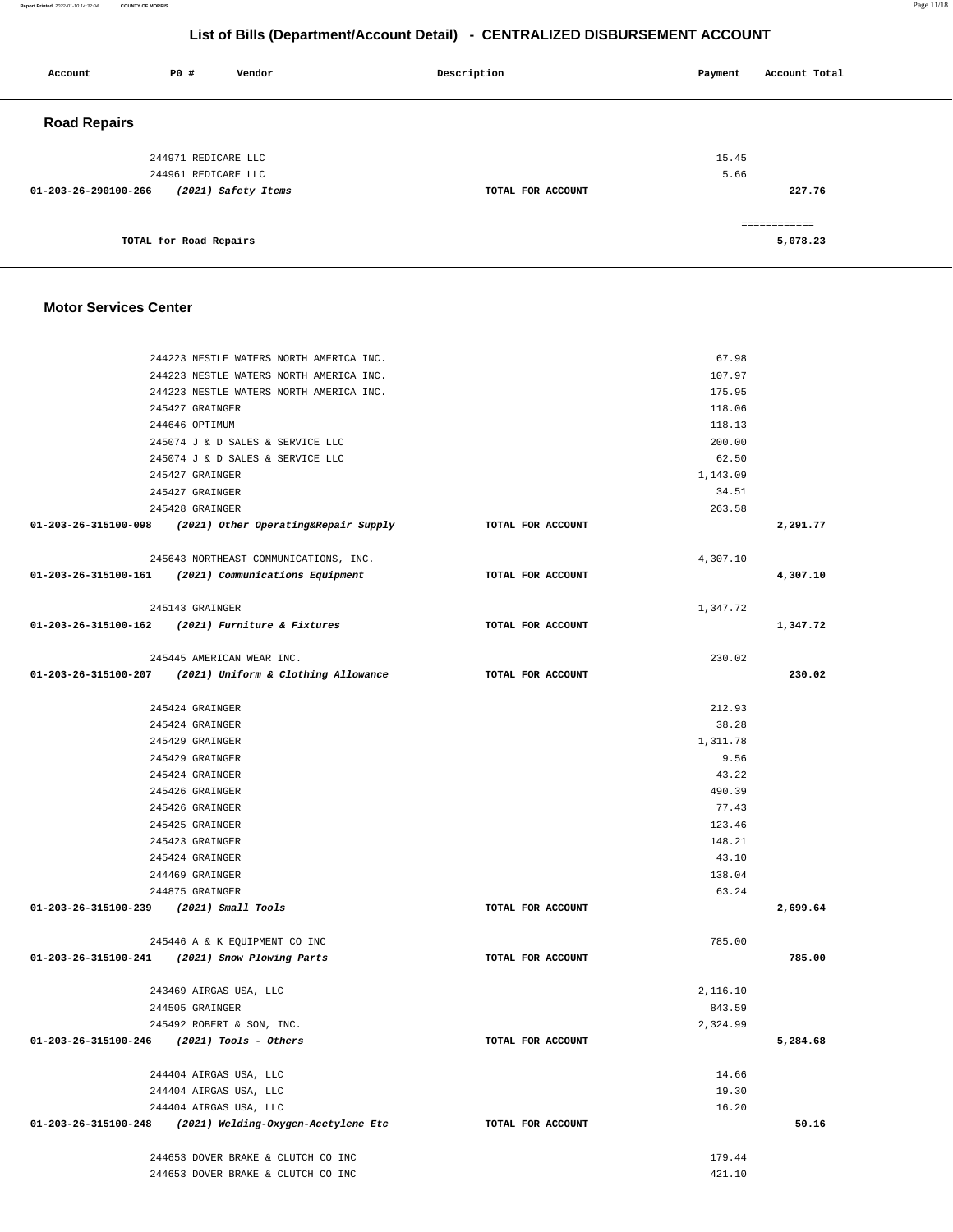## List of Bills (Department/Account Detail) - CENTRALIZED DISBURSEMENT ACCOUNT

| Account | PO # | Vendor | Description | Payment | Account Total |
|---|---|---|---|---|---|

### Road Repairs

| Account | PO # | Vendor | Description | Payment | Account Total |
|---|---|---|---|---|---|
| | 244971 | REDICARE LLC | | 15.45 | |
| | 244961 | REDICARE LLC | | 5.66 | |
| 01-203-26-290100-266 | | *(2021) Safety Items* | TOTAL FOR ACCOUNT | | 227.76 |
| | | | | | ============ |
| | | TOTAL for Road Repairs | | | 5,078.23 |

### Motor Services Center

| Account | PO # | Vendor | Description | Payment | Account Total |
|---|---|---|---|---|---|
| | 244223 | NESTLE WATERS NORTH AMERICA INC. | | 67.98 | |
| | 244223 | NESTLE WATERS NORTH AMERICA INC. | | 107.97 | |
| | 244223 | NESTLE WATERS NORTH AMERICA INC. | | 175.95 | |
| | 245427 | GRAINGER | | 118.06 | |
| | 244646 | OPTIMUM | | 118.13 | |
| | 245074 | J & D SALES & SERVICE LLC | | 200.00 | |
| | 245074 | J & D SALES & SERVICE LLC | | 62.50 | |
| | 245427 | GRAINGER | | 1,143.09 | |
| | 245427 | GRAINGER | | 34.51 | |
| | 245428 | GRAINGER | | 263.58 | |
| 01-203-26-315100-098 | | *(2021) Other Operating&Repair Supply* | TOTAL FOR ACCOUNT | | 2,291.77 |
| | 245643 | NORTHEAST COMMUNICATIONS, INC. | | 4,307.10 | |
| 01-203-26-315100-161 | | *(2021) Communications Equipment* | TOTAL FOR ACCOUNT | | 4,307.10 |
| | 245143 | GRAINGER | | 1,347.72 | |
| 01-203-26-315100-162 | | *(2021) Furniture & Fixtures* | TOTAL FOR ACCOUNT | | 1,347.72 |
| | 245445 | AMERICAN WEAR INC. | | 230.02 | |
| 01-203-26-315100-207 | | *(2021) Uniform & Clothing Allowance* | TOTAL FOR ACCOUNT | | 230.02 |
| | 245424 | GRAINGER | | 212.93 | |
| | 245424 | GRAINGER | | 38.28 | |
| | 245429 | GRAINGER | | 1,311.78 | |
| | 245429 | GRAINGER | | 9.56 | |
| | 245424 | GRAINGER | | 43.22 | |
| | 245426 | GRAINGER | | 490.39 | |
| | 245426 | GRAINGER | | 77.43 | |
| | 245425 | GRAINGER | | 123.46 | |
| | 245423 | GRAINGER | | 148.21 | |
| | 245424 | GRAINGER | | 43.10 | |
| | 244469 | GRAINGER | | 138.04 | |
| | 244875 | GRAINGER | | 63.24 | |
| 01-203-26-315100-239 | | *(2021) Small Tools* | TOTAL FOR ACCOUNT | | 2,699.64 |
| | 245446 | A & K EQUIPMENT CO INC | | 785.00 | |
| 01-203-26-315100-241 | | *(2021) Snow Plowing Parts* | TOTAL FOR ACCOUNT | | 785.00 |
| | 243469 | AIRGAS USA, LLC | | 2,116.10 | |
| | 244505 | GRAINGER | | 843.59 | |
| | 245492 | ROBERT & SON, INC. | | 2,324.99 | |
| 01-203-26-315100-246 | | *(2021) Tools - Others* | TOTAL FOR ACCOUNT | | 5,284.68 |
| | 244404 | AIRGAS USA, LLC | | 14.66 | |
| | 244404 | AIRGAS USA, LLC | | 19.30 | |
| | 244404 | AIRGAS USA, LLC | | 16.20 | |
| 01-203-26-315100-248 | | *(2021) Welding-Oxygen-Acetylene Etc* | TOTAL FOR ACCOUNT | | 50.16 |
| | 244653 | DOVER BRAKE & CLUTCH CO INC | | 179.44 | |
| | 244653 | DOVER BRAKE & CLUTCH CO INC | | 421.10 | |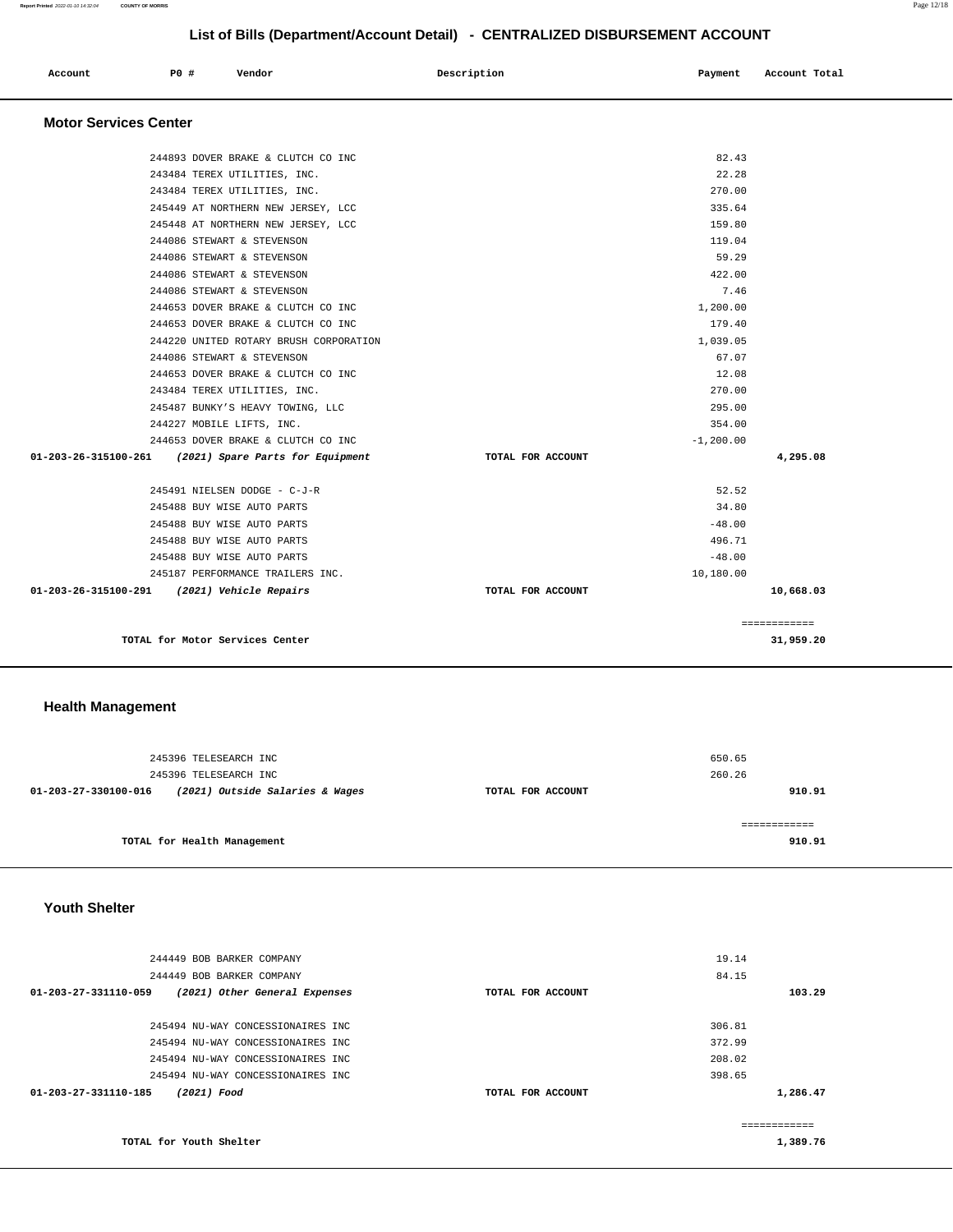## List of Bills (Department/Account Detail) - CENTRALIZED DISBURSEMENT ACCOUNT

| Account | PO # | Vendor | Description | Payment | Account Total |
|---|---|---|---|---|---|

### Motor Services Center

| Account | PO # | Vendor | Description | Payment | Account Total |
|---|---|---|---|---|---|
| | 244893 | DOVER BRAKE & CLUTCH CO INC | | 82.43 | |
| | 243484 | TEREX UTILITIES, INC. | | 22.28 | |
| | 243484 | TEREX UTILITIES, INC. | | 270.00 | |
| | 245449 | AT NORTHERN NEW JERSEY, LCC | | 335.64 | |
| | 245448 | AT NORTHERN NEW JERSEY, LCC | | 159.80 | |
| | 244086 | STEWART & STEVENSON | | 119.04 | |
| | 244086 | STEWART & STEVENSON | | 59.29 | |
| | 244086 | STEWART & STEVENSON | | 422.00 | |
| | 244086 | STEWART & STEVENSON | | 7.46 | |
| | 244653 | DOVER BRAKE & CLUTCH CO INC | | 1,200.00 | |
| | 244653 | DOVER BRAKE & CLUTCH CO INC | | 179.40 | |
| | 244220 | UNITED ROTARY BRUSH CORPORATION | | 1,039.05 | |
| | 244086 | STEWART & STEVENSON | | 67.07 | |
| | 244653 | DOVER BRAKE & CLUTCH CO INC | | 12.08 | |
| | 243484 | TEREX UTILITIES, INC. | | 270.00 | |
| | 245487 | BUNKY'S HEAVY TOWING, LLC | | 295.00 | |
| | 244227 | MOBILE LIFTS, INC. | | 354.00 | |
| | 244653 | DOVER BRAKE & CLUTCH CO INC | | -1,200.00 | |
| **01-203-26-315100-261** | | ***(2021) Spare Parts for Equipment*** | **TOTAL FOR ACCOUNT** | | **4,295.08** |
| | 245491 | NIELSEN DODGE - C-J-R | | 52.52 | |
| | 245488 | BUY WISE AUTO PARTS | | 34.80 | |
| | 245488 | BUY WISE AUTO PARTS | | -48.00 | |
| | 245488 | BUY WISE AUTO PARTS | | 496.71 | |
| | 245488 | BUY WISE AUTO PARTS | | -48.00 | |
| | 245187 | PERFORMANCE TRAILERS INC. | | 10,180.00 | |
| **01-203-26-315100-291** | | ***(2021) Vehicle Repairs*** | **TOTAL FOR ACCOUNT** | | **10,668.03** |
| | | **TOTAL for Motor Services Center** | | | **31,959.20** |

### Health Management

| Account | PO # | Vendor | Description | Payment | Account Total |
|---|---|---|---|---|---|
| | 245396 | TELESEARCH INC | | 650.65 | |
| | 245396 | TELESEARCH INC | | 260.26 | |
| **01-203-27-330100-016** | | ***(2021) Outside Salaries & Wages*** | **TOTAL FOR ACCOUNT** | | **910.91** |
| | | **TOTAL for Health Management** | | | **910.91** |

### Youth Shelter

| Account | PO # | Vendor | Description | Payment | Account Total |
|---|---|---|---|---|---|
| | 244449 | BOB BARKER COMPANY | | 19.14 | |
| | 244449 | BOB BARKER COMPANY | | 84.15 | |
| **01-203-27-331110-059** | | ***(2021) Other General Expenses*** | **TOTAL FOR ACCOUNT** | | **103.29** |
| | 245494 | NU-WAY CONCESSIONAIRES INC | | 306.81 | |
| | 245494 | NU-WAY CONCESSIONAIRES INC | | 372.99 | |
| | 245494 | NU-WAY CONCESSIONAIRES INC | | 208.02 | |
| | 245494 | NU-WAY CONCESSIONAIRES INC | | 398.65 | |
| **01-203-27-331110-185** | | ***(2021) Food*** | **TOTAL FOR ACCOUNT** | | **1,286.47** |
| | | **TOTAL for Youth Shelter** | | | **1,389.76** |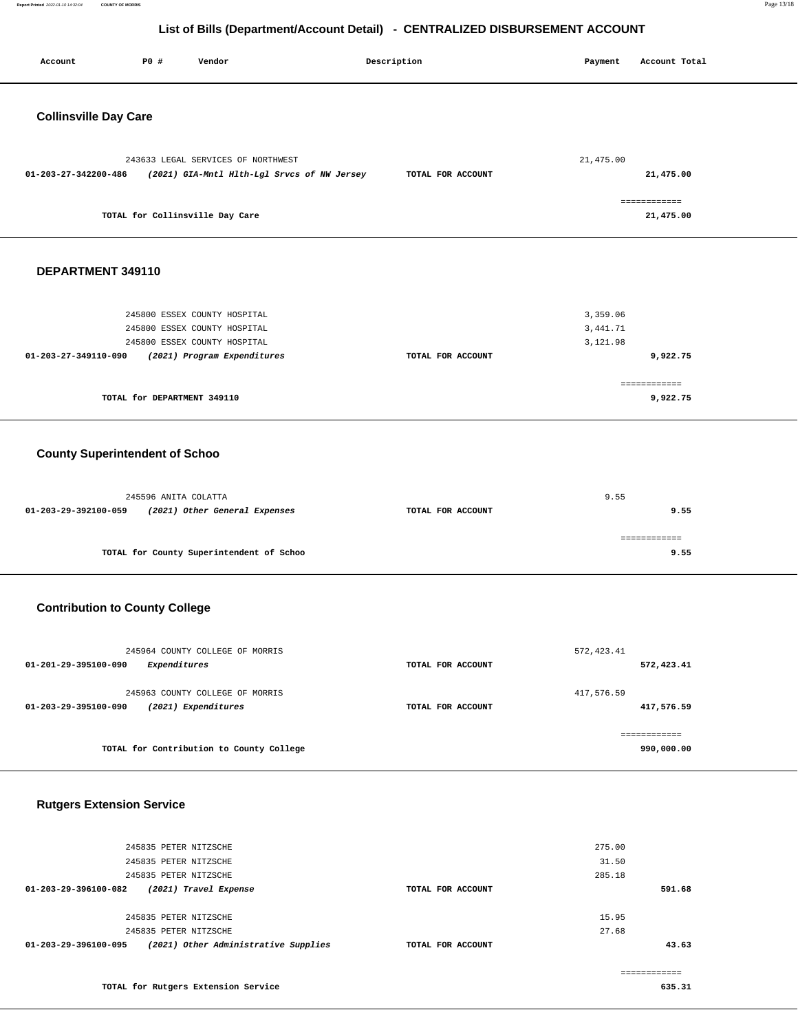# List of Bills (Department/Account Detail) - CENTRALIZED DISBURSEMENT ACCOUNT

| Account | PO # | Vendor | Description | Payment | Account Total |
|---|---|---|---|---|---|

## Collinsville Day Care

| Account | PO # | Vendor | Description | Payment | Account Total |
|---|---|---|---|---|---|
| | 243633 | LEGAL SERVICES OF NORTHWEST | | 21,475.00 | |
| **01-203-27-342200-486** | | ***(2021) GIA-Mntl Hlth-Lgl Srvcs of NW Jersey*** | **TOTAL FOR ACCOUNT** | | **21,475.00** |
| | | | | | ============ |
| | | **TOTAL for Collinsville Day Care** | | | **21,475.00** |

## DEPARTMENT 349110

| Account | PO # | Vendor | Description | Payment | Account Total |
|---|---|---|---|---|---|
| | 245800 | ESSEX COUNTY HOSPITAL | | 3,359.06 | |
| | 245800 | ESSEX COUNTY HOSPITAL | | 3,441.71 | |
| | 245800 | ESSEX COUNTY HOSPITAL | | 3,121.98 | |
| **01-203-27-349110-090** | | ***(2021) Program Expenditures*** | **TOTAL FOR ACCOUNT** | | **9,922.75** |
| | | | | | ============ |
| | | **TOTAL for DEPARTMENT 349110** | | | **9,922.75** |

## County Superintendent of Schoo

| Account | PO # | Vendor | Description | Payment | Account Total |
|---|---|---|---|---|---|
| | 245596 | ANITA COLATTA | | 9.55 | |
| **01-203-29-392100-059** | | ***(2021) Other General Expenses*** | **TOTAL FOR ACCOUNT** | | **9.55** |
| | | | | | ============ |
| | | **TOTAL for County Superintendent of Schoo** | | | **9.55** |

## Contribution to County College

| Account | PO # | Vendor | Description | Payment | Account Total |
|---|---|---|---|---|---|
| | 245964 | COUNTY COLLEGE OF MORRIS | | 572,423.41 | |
| **01-201-29-395100-090** | | ***Expenditures*** | **TOTAL FOR ACCOUNT** | | **572,423.41** |
| | 245963 | COUNTY COLLEGE OF MORRIS | | 417,576.59 | |
| **01-203-29-395100-090** | | ***(2021) Expenditures*** | **TOTAL FOR ACCOUNT** | | **417,576.59** |
| | | | | | ============ |
| | | **TOTAL for Contribution to County College** | | | **990,000.00** |

## Rutgers Extension Service

| Account | PO # | Vendor | Description | Payment | Account Total |
|---|---|---|---|---|---|
| | 245835 | PETER NITZSCHE | | 275.00 | |
| | 245835 | PETER NITZSCHE | | 31.50 | |
| | 245835 | PETER NITZSCHE | | 285.18 | |
| **01-203-29-396100-082** | | ***(2021) Travel Expense*** | **TOTAL FOR ACCOUNT** | | **591.68** |
| | 245835 | PETER NITZSCHE | | 15.95 | |
| | 245835 | PETER NITZSCHE | | 27.68 | |
| **01-203-29-396100-095** | | ***(2021) Other Administrative Supplies*** | **TOTAL FOR ACCOUNT** | | **43.63** |
| | | | | | ============ |
| | | **TOTAL for Rutgers Extension Service** | | | **635.31** |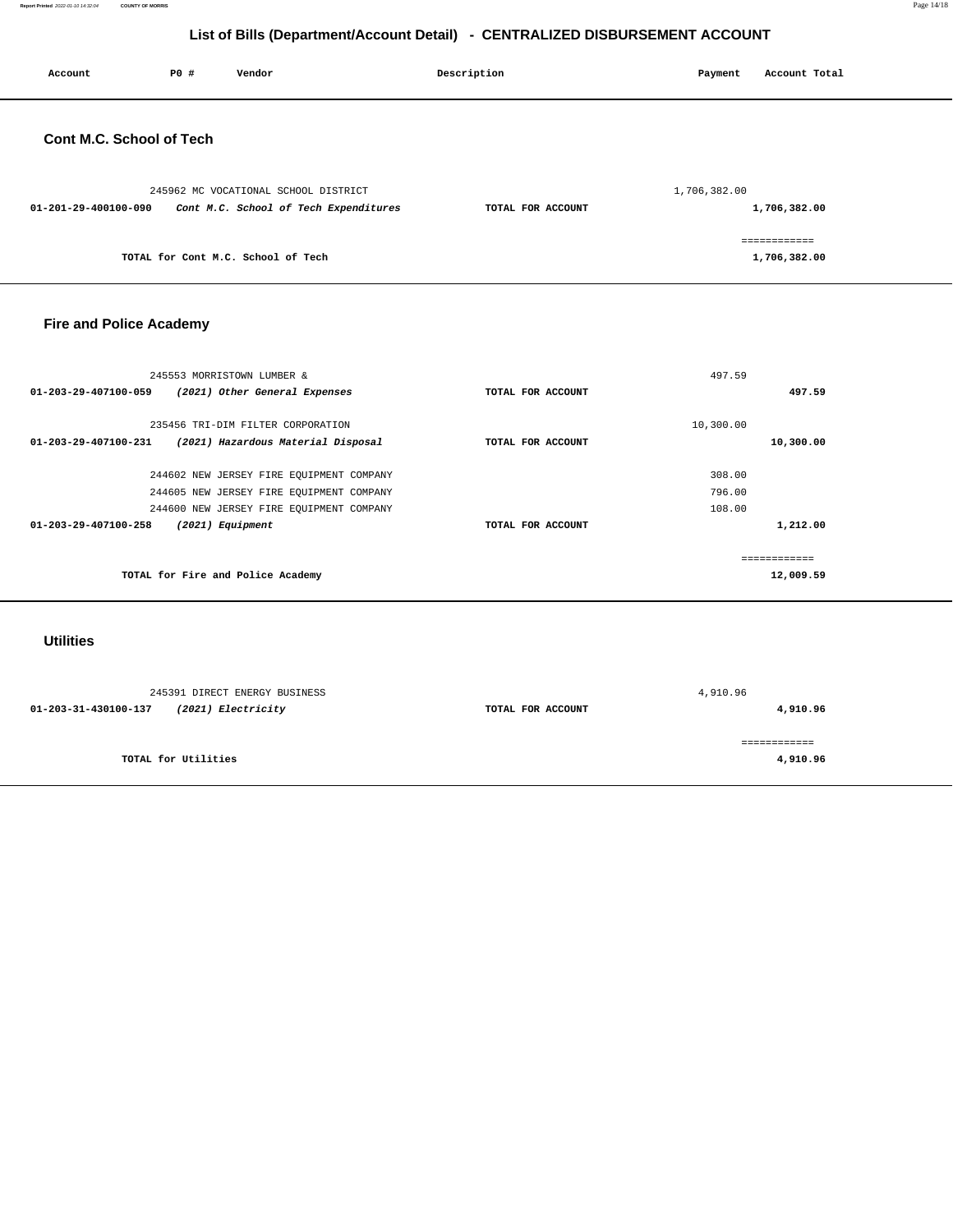# List of Bills (Department/Account Detail) - CENTRALIZED DISBURSEMENT ACCOUNT

| Account | PO # | Vendor | Description | Payment | Account Total |
|---|---|---|---|---|---|

## Cont M.C. School of Tech

| Account | PO # Vendor | Description | Payment | Account Total |
|---|---|---|---|---|
| | 245962 MC VOCATIONAL SCHOOL DISTRICT | | 1,706,382.00 | |
| **01-201-29-400100-090** | ***Cont M.C. School of Tech Expenditures*** | **TOTAL FOR ACCOUNT** | | **1,706,382.00** |
| | | | | ============ |
| | **TOTAL for Cont M.C. School of Tech** | | | **1,706,382.00** |

## Fire and Police Academy

| Account | PO # Vendor | Description | Payment | Account Total |
|---|---|---|---|---|
| | 245553 MORRISTOWN LUMBER & | | 497.59 | |
| **01-203-29-407100-059** | ***(2021) Other General Expenses*** | **TOTAL FOR ACCOUNT** | | **497.59** |
| | 235456 TRI-DIM FILTER CORPORATION | | 10,300.00 | |
| **01-203-29-407100-231** | ***(2021) Hazardous Material Disposal*** | **TOTAL FOR ACCOUNT** | | **10,300.00** |
| | 244602 NEW JERSEY FIRE EQUIPMENT COMPANY | | 308.00 | |
| | 244605 NEW JERSEY FIRE EQUIPMENT COMPANY | | 796.00 | |
| | 244600 NEW JERSEY FIRE EQUIPMENT COMPANY | | 108.00 | |
| **01-203-29-407100-258** | ***(2021) Equipment*** | **TOTAL FOR ACCOUNT** | | **1,212.00** |
| | | | | ============ |
| | **TOTAL for Fire and Police Academy** | | | **12,009.59** |

## Utilities

| Account | PO # Vendor | Description | Payment | Account Total |
|---|---|---|---|---|
| | 245391 DIRECT ENERGY BUSINESS | | 4,910.96 | |
| **01-203-31-430100-137** | ***(2021) Electricity*** | **TOTAL FOR ACCOUNT** | | **4,910.96** |
| | | | | ============ |
| | **TOTAL for Utilities** | | | **4,910.96** |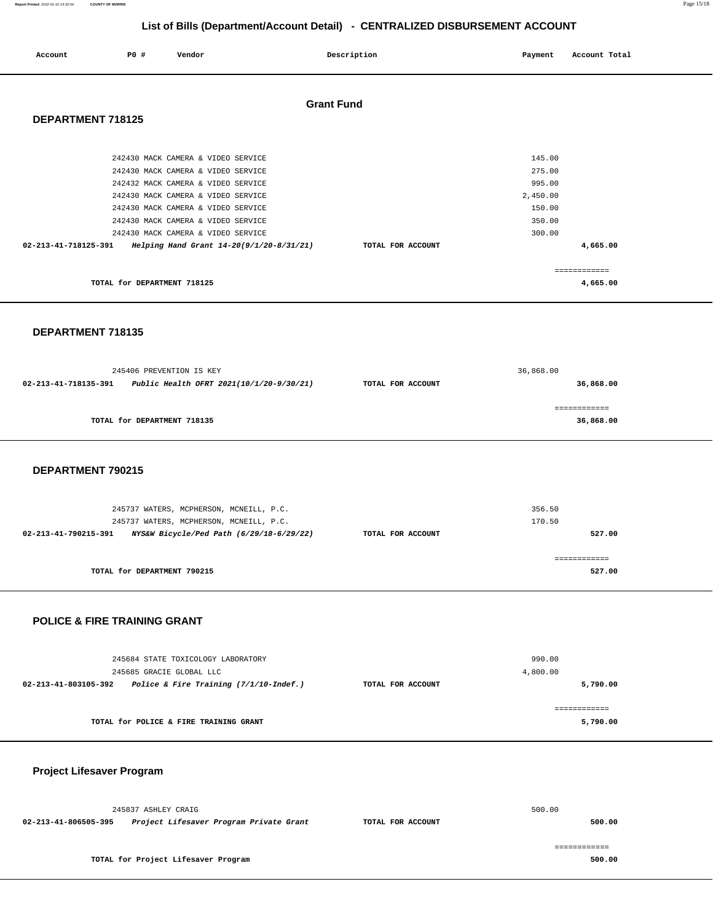## List of Bills (Department/Account Detail) - CENTRALIZED DISBURSEMENT ACCOUNT

| Account | PO # | Vendor | Description | Payment | Account Total |
|---|---|---|---|---|---|

### Grant Fund

#### DEPARTMENT 718125

| Account | PO # | Vendor | Description | Payment | Account Total |
|---|---|---|---|---|---|
| | 242430 | MACK CAMERA & VIDEO SERVICE | | 145.00 | |
| | 242430 | MACK CAMERA & VIDEO SERVICE | | 275.00 | |
| | 242432 | MACK CAMERA & VIDEO SERVICE | | 995.00 | |
| | 242430 | MACK CAMERA & VIDEO SERVICE | | 2,450.00 | |
| | 242430 | MACK CAMERA & VIDEO SERVICE | | 150.00 | |
| | 242430 | MACK CAMERA & VIDEO SERVICE | | 350.00 | |
| | 242430 | MACK CAMERA & VIDEO SERVICE | | 300.00 | |
| 02-213-41-718125-391 | *Helping Hand Grant 14-20(9/1/20-8/31/21)* | | TOTAL FOR ACCOUNT | | 4,665.00 |

TOTAL for DEPARTMENT 718125 — 4,665.00

#### DEPARTMENT 718135

| Account | PO # | Vendor | Description | Payment | Account Total |
|---|---|---|---|---|---|
| | 245406 | PREVENTION IS KEY | | 36,868.00 | |
| 02-213-41-718135-391 | *Public Health OFRT 2021(10/1/20-9/30/21)* | | TOTAL FOR ACCOUNT | | 36,868.00 |

TOTAL for DEPARTMENT 718135 — 36,868.00

#### DEPARTMENT 790215

| Account | PO # | Vendor | Description | Payment | Account Total |
|---|---|---|---|---|---|
| | 245737 | WATERS, MCPHERSON, MCNEILL, P.C. | | 356.50 | |
| | 245737 | WATERS, MCPHERSON, MCNEILL, P.C. | | 170.50 | |
| 02-213-41-790215-391 | *NYS&W Bicycle/Ped Path (6/29/18-6/29/22)* | | TOTAL FOR ACCOUNT | | 527.00 |

TOTAL for DEPARTMENT 790215 — 527.00

#### POLICE & FIRE TRAINING GRANT

| Account | PO # | Vendor | Description | Payment | Account Total |
|---|---|---|---|---|---|
| | 245684 | STATE TOXICOLOGY LABORATORY | | 990.00 | |
| | 245685 | GRACIE GLOBAL LLC | | 4,800.00 | |
| 02-213-41-803105-392 | *Police & Fire Training (7/1/10-Indef.)* | | TOTAL FOR ACCOUNT | | 5,790.00 |

TOTAL for POLICE & FIRE TRAINING GRANT — 5,790.00

#### Project Lifesaver Program

| Account | PO # | Vendor | Description | Payment | Account Total |
|---|---|---|---|---|---|
| | 245837 | ASHLEY CRAIG | | 500.00 | |
| 02-213-41-806505-395 | *Project Lifesaver Program Private Grant* | | TOTAL FOR ACCOUNT | | 500.00 |

TOTAL for Project Lifesaver Program — 500.00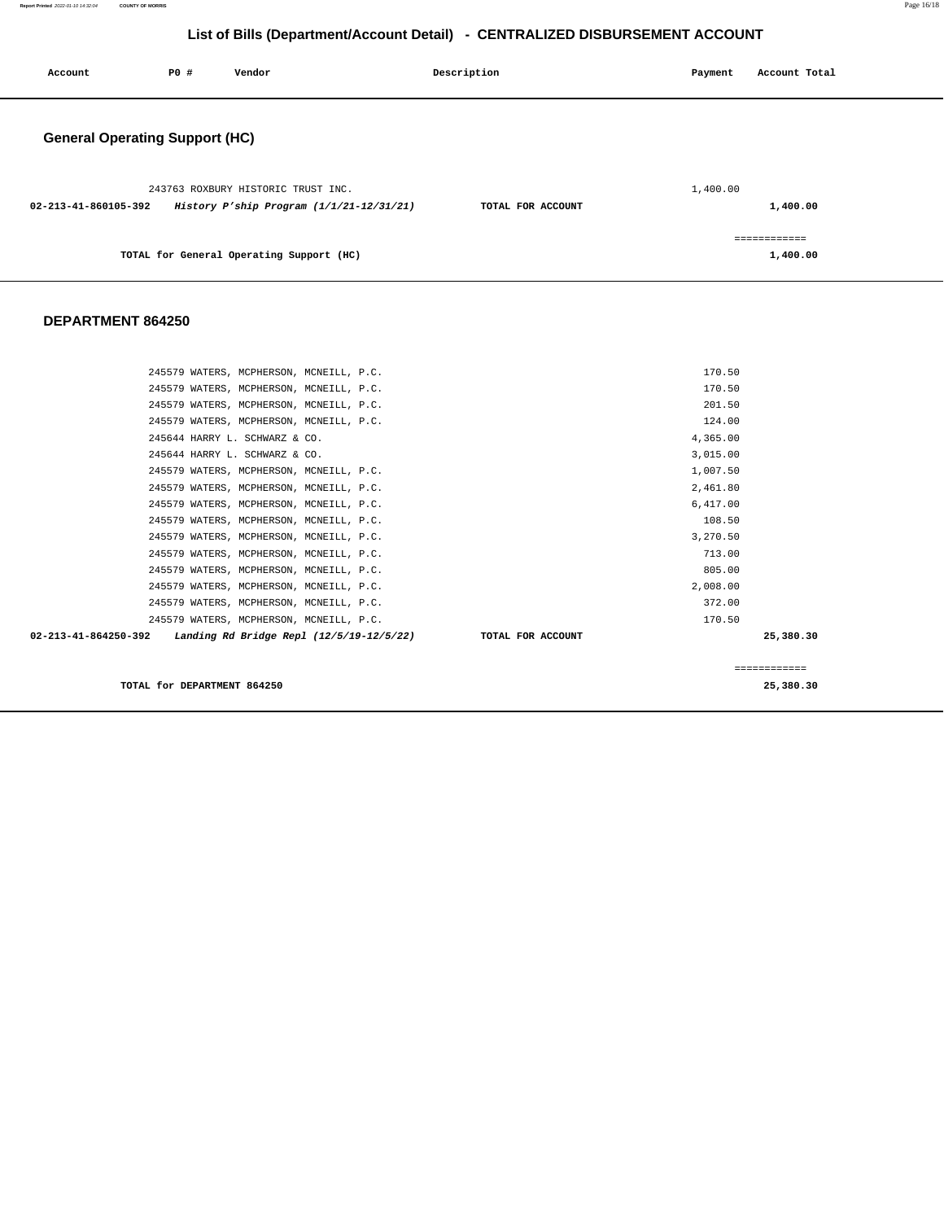# List of Bills (Department/Account Detail) - CENTRALIZED DISBURSEMENT ACCOUNT

| Account | PO # | Vendor | Description | Payment | Account Total |
|---|---|---|---|---|---|

## General Operating Support (HC)

| Account | PO # | Vendor | Description | Payment | Account Total |
|---|---|---|---|---|---|
| | 243763 | ROXBURY HISTORIC TRUST INC. | | 1,400.00 | |
| **02-213-41-860105-392** | | ***History P'ship Program (1/1/21-12/31/21)*** | **TOTAL FOR ACCOUNT** | | **1,400.00** |
| | | | | | ============ |
| | | **TOTAL for General Operating Support (HC)** | | | **1,400.00** |

## DEPARTMENT 864250

| Account | PO # | Vendor | Description | Payment | Account Total |
|---|---|---|---|---|---|
| | 245579 | WATERS, MCPHERSON, MCNEILL, P.C. | | 170.50 | |
| | 245579 | WATERS, MCPHERSON, MCNEILL, P.C. | | 170.50 | |
| | 245579 | WATERS, MCPHERSON, MCNEILL, P.C. | | 201.50 | |
| | 245579 | WATERS, MCPHERSON, MCNEILL, P.C. | | 124.00 | |
| | 245644 | HARRY L. SCHWARZ & CO. | | 4,365.00 | |
| | 245644 | HARRY L. SCHWARZ & CO. | | 3,015.00 | |
| | 245579 | WATERS, MCPHERSON, MCNEILL, P.C. | | 1,007.50 | |
| | 245579 | WATERS, MCPHERSON, MCNEILL, P.C. | | 2,461.80 | |
| | 245579 | WATERS, MCPHERSON, MCNEILL, P.C. | | 6,417.00 | |
| | 245579 | WATERS, MCPHERSON, MCNEILL, P.C. | | 108.50 | |
| | 245579 | WATERS, MCPHERSON, MCNEILL, P.C. | | 3,270.50 | |
| | 245579 | WATERS, MCPHERSON, MCNEILL, P.C. | | 713.00 | |
| | 245579 | WATERS, MCPHERSON, MCNEILL, P.C. | | 805.00 | |
| | 245579 | WATERS, MCPHERSON, MCNEILL, P.C. | | 2,008.00 | |
| | 245579 | WATERS, MCPHERSON, MCNEILL, P.C. | | 372.00 | |
| | 245579 | WATERS, MCPHERSON, MCNEILL, P.C. | | 170.50 | |
| **02-213-41-864250-392** | | ***Landing Rd Bridge Repl (12/5/19-12/5/22)*** | **TOTAL FOR ACCOUNT** | | **25,380.30** |
| | | | | | ============ |
| | | **TOTAL for DEPARTMENT 864250** | | | **25,380.30** |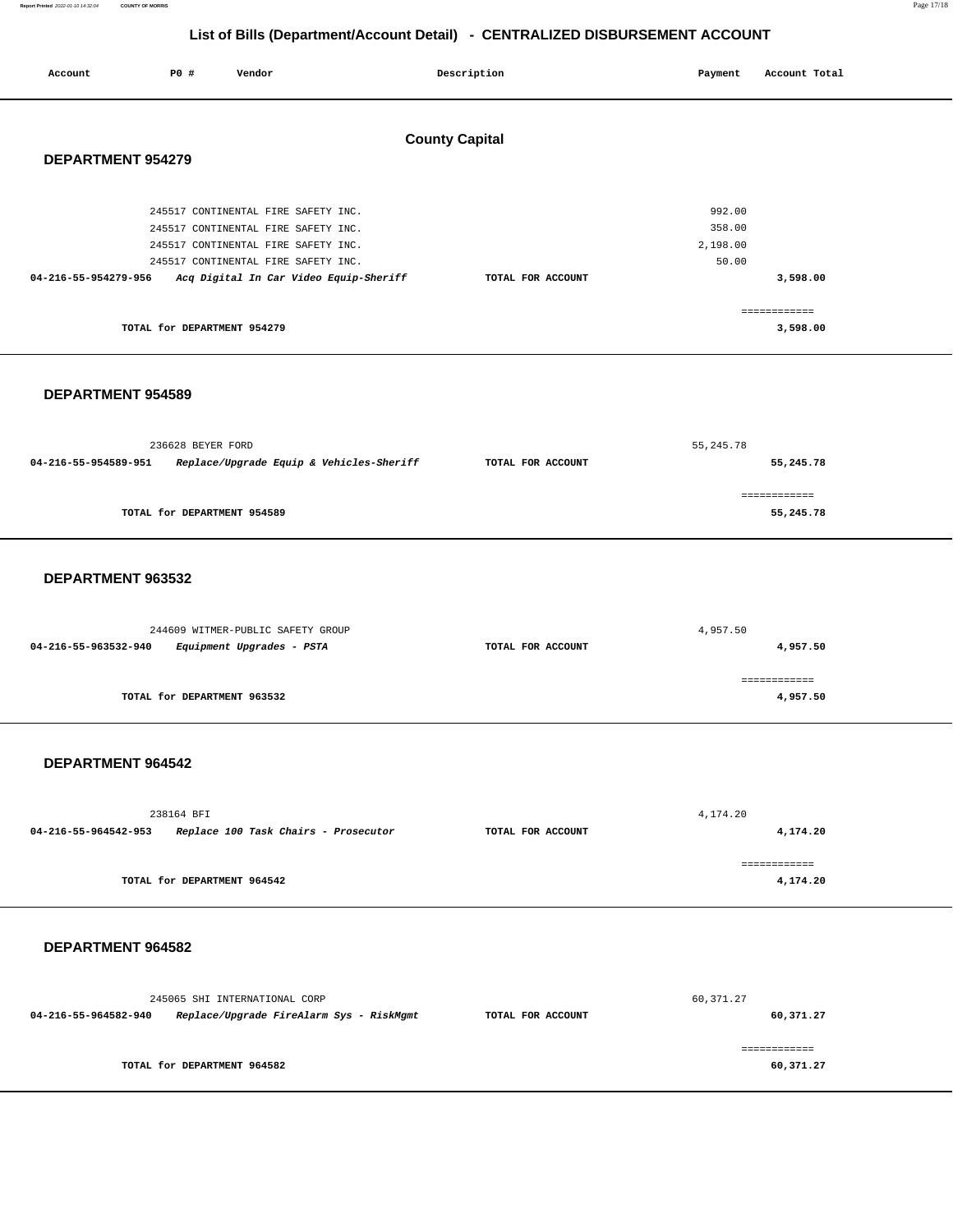# List of Bills (Department/Account Detail) - CENTRALIZED DISBURSEMENT ACCOUNT

| Account | PO # | Vendor | Description | Payment | Account Total |
|---|---|---|---|---|---|

## County Capital

### DEPARTMENT 954279

| Account | PO # | Vendor | Description | Payment | Account Total |
|---|---|---|---|---|---|
| | 245517 | CONTINENTAL FIRE SAFETY INC. | | 992.00 | |
| | 245517 | CONTINENTAL FIRE SAFETY INC. | | 358.00 | |
| | 245517 | CONTINENTAL FIRE SAFETY INC. | | 2,198.00 | |
| | 245517 | CONTINENTAL FIRE SAFETY INC. | | 50.00 | |
| **04-216-55-954279-956** | *Acq Digital In Car Video Equip-Sheriff* | | TOTAL FOR ACCOUNT | | **3,598.00** |
| | TOTAL for DEPARTMENT 954279 | | | | **3,598.00** |

### DEPARTMENT 954589

| Account | PO # | Vendor | Description | Payment | Account Total |
|---|---|---|---|---|---|
| | 236628 | BEYER FORD | | 55,245.78 | |
| **04-216-55-954589-951** | *Replace/Upgrade Equip & Vehicles-Sheriff* | | TOTAL FOR ACCOUNT | | **55,245.78** |
| | TOTAL for DEPARTMENT 954589 | | | | **55,245.78** |

### DEPARTMENT 963532

| Account | PO # | Vendor | Description | Payment | Account Total |
|---|---|---|---|---|---|
| | 244609 | WITMER-PUBLIC SAFETY GROUP | | 4,957.50 | |
| **04-216-55-963532-940** | *Equipment Upgrades - PSTA* | | TOTAL FOR ACCOUNT | | **4,957.50** |
| | TOTAL for DEPARTMENT 963532 | | | | **4,957.50** |

### DEPARTMENT 964542

| Account | PO # | Vendor | Description | Payment | Account Total |
|---|---|---|---|---|---|
| | 238164 | BFI | | 4,174.20 | |
| **04-216-55-964542-953** | *Replace 100 Task Chairs - Prosecutor* | | TOTAL FOR ACCOUNT | | **4,174.20** |
| | TOTAL for DEPARTMENT 964542 | | | | **4,174.20** |

### DEPARTMENT 964582

| Account | PO # | Vendor | Description | Payment | Account Total |
|---|---|---|---|---|---|
| | 245065 | SHI INTERNATIONAL CORP | | 60,371.27 | |
| **04-216-55-964582-940** | *Replace/Upgrade FireAlarm Sys - RiskMgmt* | | TOTAL FOR ACCOUNT | | **60,371.27** |
| | TOTAL for DEPARTMENT 964582 | | | | **60,371.27** |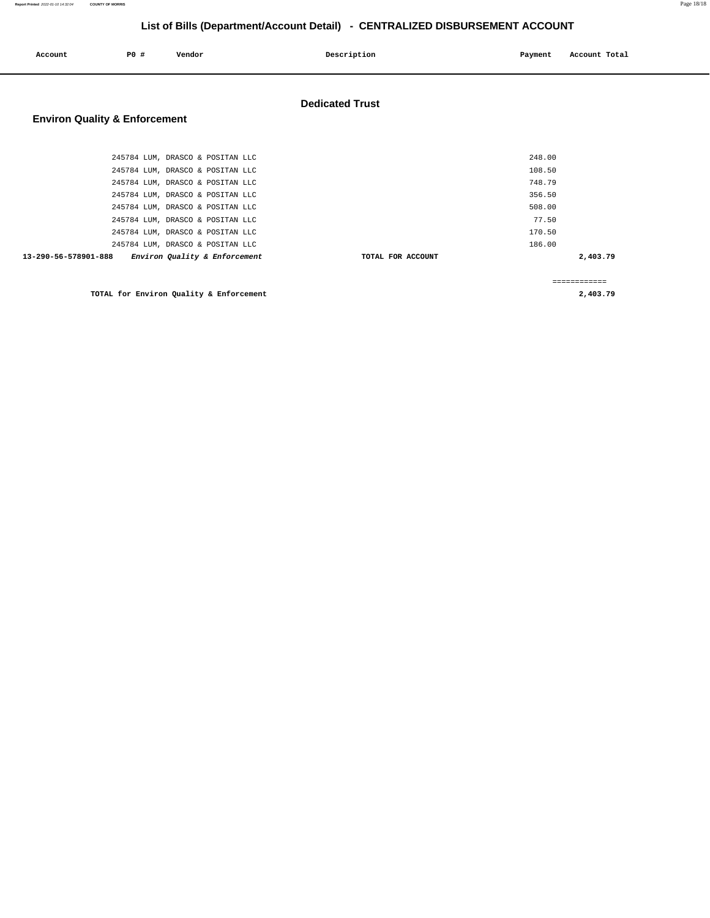# List of Bills (Department/Account Detail) - CENTRALIZED DISBURSEMENT ACCOUNT

| Account | PO # | Vendor | Description | Payment | Account Total |
|---|---|---|---|---|---|

## Dedicated Trust

### Environ Quality & Enforcement

| Account | PO # | Vendor | Description | Payment | Account Total |
|---|---|---|---|---|---|
| | 245784 | LUM, DRASCO & POSITAN LLC | | 248.00 | |
| | 245784 | LUM, DRASCO & POSITAN LLC | | 108.50 | |
| | 245784 | LUM, DRASCO & POSITAN LLC | | 748.79 | |
| | 245784 | LUM, DRASCO & POSITAN LLC | | 356.50 | |
| | 245784 | LUM, DRASCO & POSITAN LLC | | 508.00 | |
| | 245784 | LUM, DRASCO & POSITAN LLC | | 77.50 | |
| | 245784 | LUM, DRASCO & POSITAN LLC | | 170.50 | |
| | 245784 | LUM, DRASCO & POSITAN LLC | | 186.00 | |
| **13-290-56-578901-888** | | ***Environ Quality & Enforcement*** | **TOTAL FOR ACCOUNT** | | **2,403.79** |

============

**TOTAL for Environ Quality & Enforcement** **2,403.79**